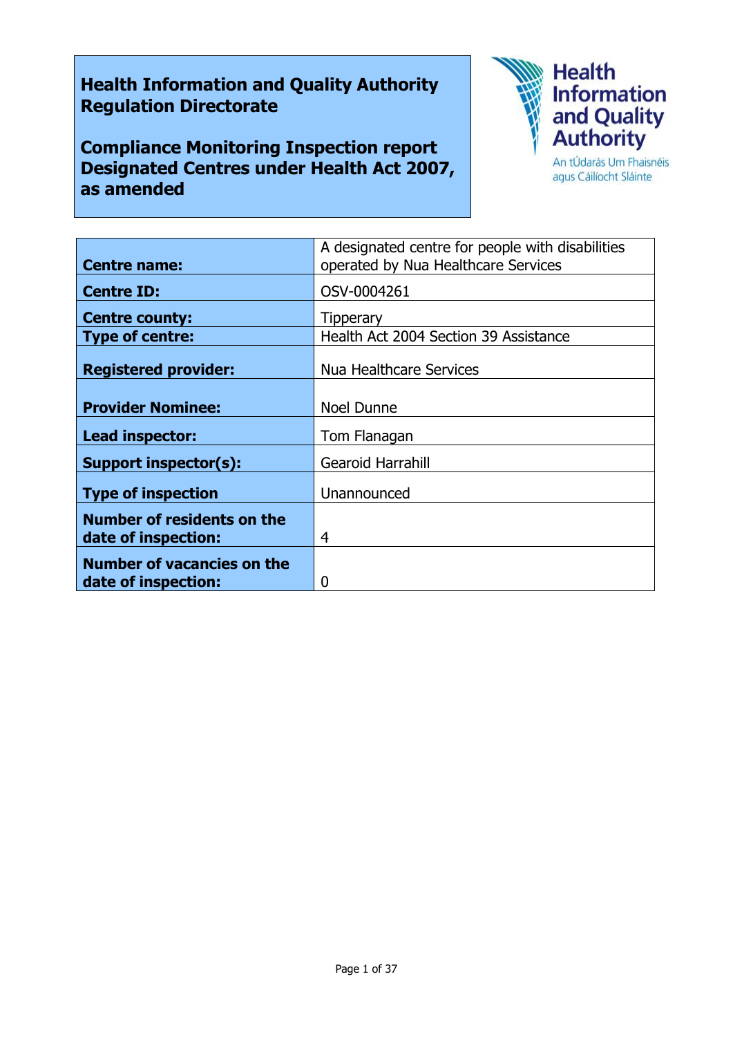**Health Information and Quality Authority**
**Regulation Directorate**

**Compliance Monitoring Inspection report**
**Designated Centres under Health Act 2007, as amended**

Health Information and Quality Authority
An tÚdarás Um Fhaisnéis agus Cáilíocht Sláinte

| | |
|---|---|
| **Centre name:** | A designated centre for people with disabilities operated by Nua Healthcare Services |
| **Centre ID:** | OSV-0004261 |
| **Centre county:** | Tipperary |
| **Type of centre:** | Health Act 2004 Section 39 Assistance |
| **Registered provider:** | Nua Healthcare Services |
| **Provider Nominee:** | Noel Dunne |
| **Lead inspector:** | Tom Flanagan |
| **Support inspector(s):** | Gearoid Harrahill |
| **Type of inspection** | Unannounced |
| **Number of residents on the date of inspection:** | 4 |
| **Number of vacancies on the date of inspection:** | 0 |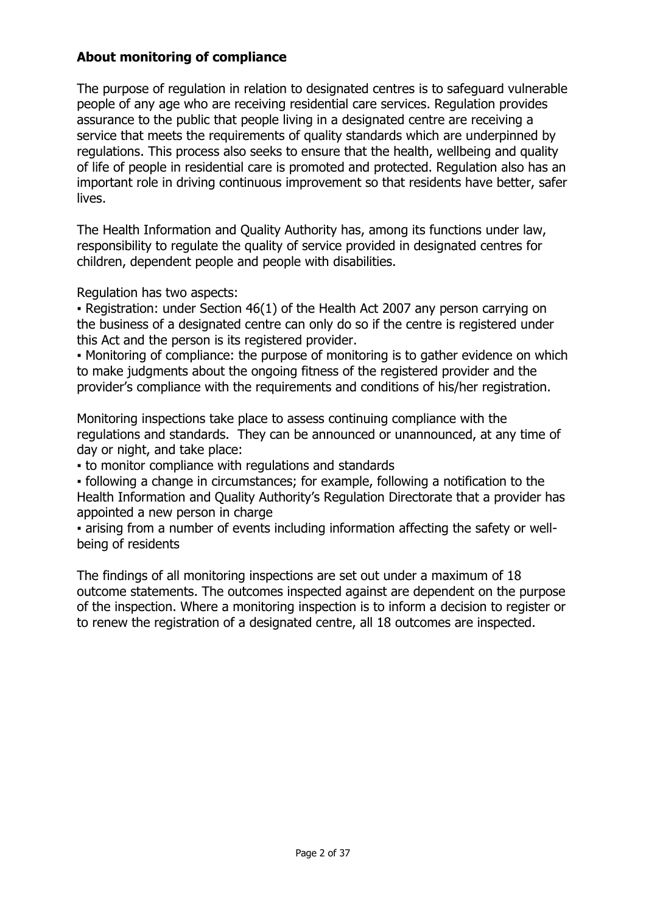## About monitoring of compliance

The purpose of regulation in relation to designated centres is to safeguard vulnerable people of any age who are receiving residential care services. Regulation provides assurance to the public that people living in a designated centre are receiving a service that meets the requirements of quality standards which are underpinned by regulations. This process also seeks to ensure that the health, wellbeing and quality of life of people in residential care is promoted and protected. Regulation also has an important role in driving continuous improvement so that residents have better, safer lives.

The Health Information and Quality Authority has, among its functions under law, responsibility to regulate the quality of service provided in designated centres for children, dependent people and people with disabilities.

Regulation has two aspects:

- Registration: under Section 46(1) of the Health Act 2007 any person carrying on the business of a designated centre can only do so if the centre is registered under this Act and the person is its registered provider.
- Monitoring of compliance: the purpose of monitoring is to gather evidence on which to make judgments about the ongoing fitness of the registered provider and the provider's compliance with the requirements and conditions of his/her registration.

Monitoring inspections take place to assess continuing compliance with the regulations and standards. They can be announced or unannounced, at any time of day or night, and take place:

- to monitor compliance with regulations and standards
- following a change in circumstances; for example, following a notification to the Health Information and Quality Authority's Regulation Directorate that a provider has appointed a new person in charge
- arising from a number of events including information affecting the safety or well-being of residents

The findings of all monitoring inspections are set out under a maximum of 18 outcome statements. The outcomes inspected against are dependent on the purpose of the inspection. Where a monitoring inspection is to inform a decision to register or to renew the registration of a designated centre, all 18 outcomes are inspected.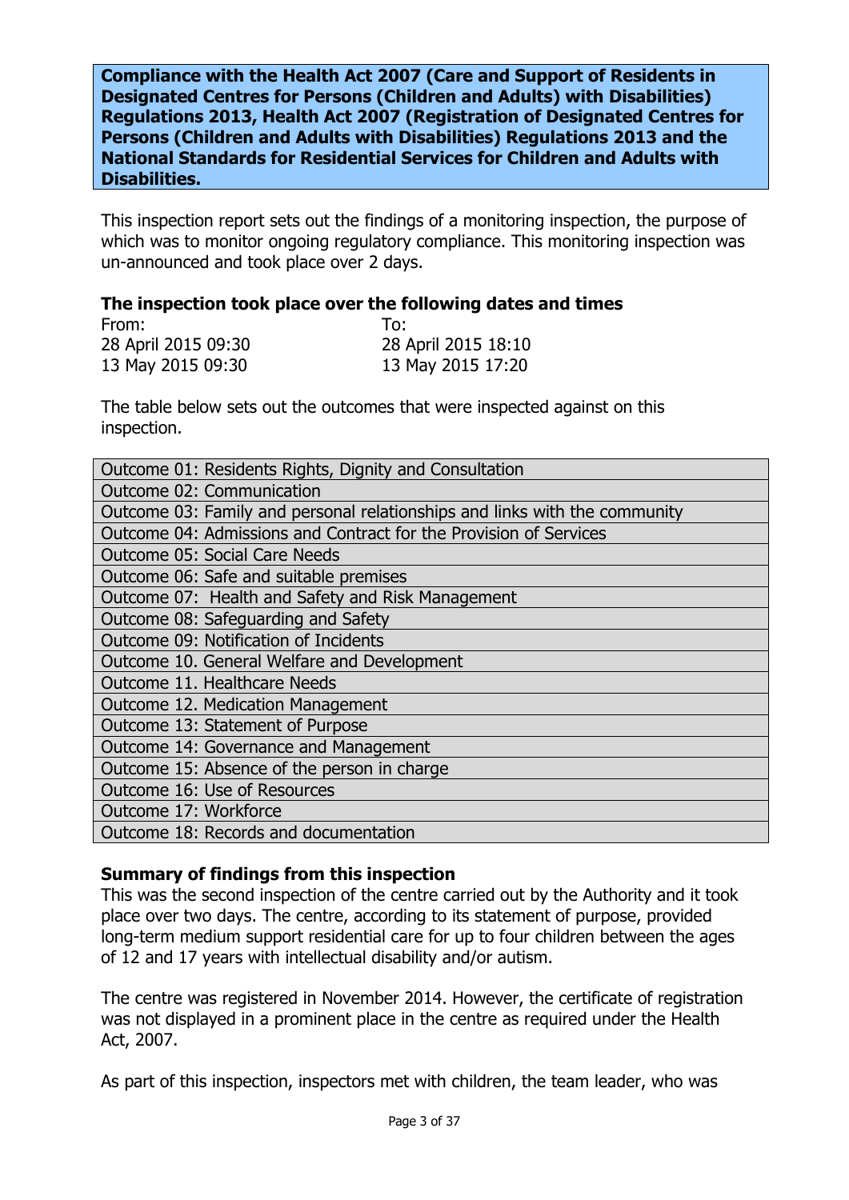**Compliance with the Health Act 2007 (Care and Support of Residents in Designated Centres for Persons (Children and Adults) with Disabilities) Regulations 2013, Health Act 2007 (Registration of Designated Centres for Persons (Children and Adults with Disabilities) Regulations 2013 and the National Standards for Residential Services for Children and Adults with Disabilities.**

This inspection report sets out the findings of a monitoring inspection, the purpose of which was to monitor ongoing regulatory compliance. This monitoring inspection was un-announced and took place over 2 days.

### The inspection took place over the following dates and times

| From: | To: |
|---|---|
| 28 April 2015 09:30 | 28 April 2015 18:10 |
| 13 May 2015 09:30 | 13 May 2015 17:20 |

The table below sets out the outcomes that were inspected against on this inspection.

| |
|---|
| Outcome 01: Residents Rights, Dignity and Consultation |
| Outcome 02: Communication |
| Outcome 03: Family and personal relationships and links with the community |
| Outcome 04: Admissions and Contract for the Provision of Services |
| Outcome 05: Social Care Needs |
| Outcome 06: Safe and suitable premises |
| Outcome 07: Health and Safety and Risk Management |
| Outcome 08: Safeguarding and Safety |
| Outcome 09: Notification of Incidents |
| Outcome 10. General Welfare and Development |
| Outcome 11. Healthcare Needs |
| Outcome 12. Medication Management |
| Outcome 13: Statement of Purpose |
| Outcome 14: Governance and Management |
| Outcome 15: Absence of the person in charge |
| Outcome 16: Use of Resources |
| Outcome 17: Workforce |
| Outcome 18: Records and documentation |

### Summary of findings from this inspection

This was the second inspection of the centre carried out by the Authority and it took place over two days. The centre, according to its statement of purpose, provided long-term medium support residential care for up to four children between the ages of 12 and 17 years with intellectual disability and/or autism.

The centre was registered in November 2014. However, the certificate of registration was not displayed in a prominent place in the centre as required under the Health Act, 2007.

As part of this inspection, inspectors met with children, the team leader, who was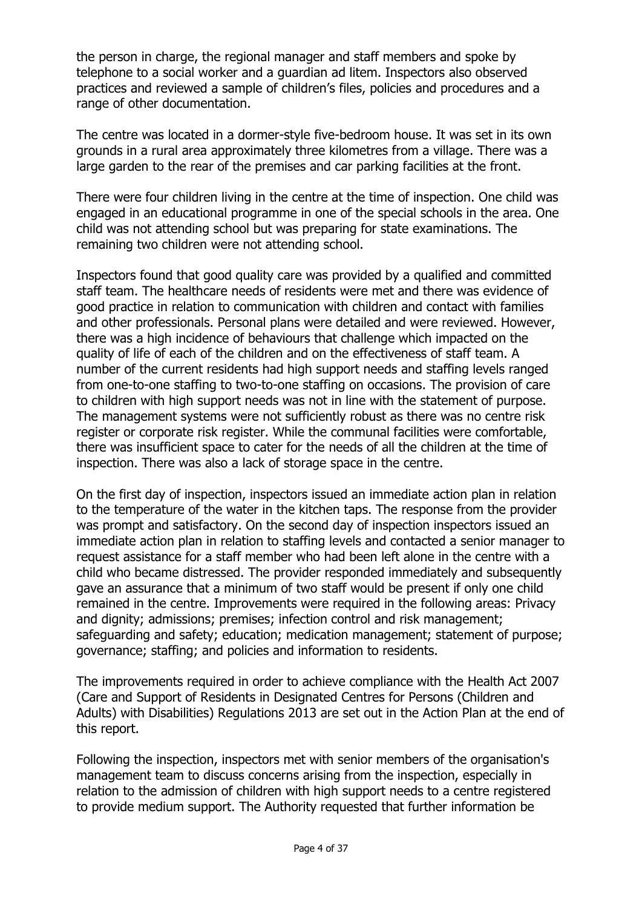the person in charge, the regional manager and staff members and spoke by telephone to a social worker and a guardian ad litem. Inspectors also observed practices and reviewed a sample of children's files, policies and procedures and a range of other documentation.

The centre was located in a dormer-style five-bedroom house. It was set in its own grounds in a rural area approximately three kilometres from a village. There was a large garden to the rear of the premises and car parking facilities at the front.

There were four children living in the centre at the time of inspection. One child was engaged in an educational programme in one of the special schools in the area. One child was not attending school but was preparing for state examinations. The remaining two children were not attending school.

Inspectors found that good quality care was provided by a qualified and committed staff team. The healthcare needs of residents were met and there was evidence of good practice in relation to communication with children and contact with families and other professionals. Personal plans were detailed and were reviewed. However, there was a high incidence of behaviours that challenge which impacted on the quality of life of each of the children and on the effectiveness of staff team. A number of the current residents had high support needs and staffing levels ranged from one-to-one staffing to two-to-one staffing on occasions. The provision of care to children with high support needs was not in line with the statement of purpose. The management systems were not sufficiently robust as there was no centre risk register or corporate risk register. While the communal facilities were comfortable, there was insufficient space to cater for the needs of all the children at the time of inspection. There was also a lack of storage space in the centre.

On the first day of inspection, inspectors issued an immediate action plan in relation to the temperature of the water in the kitchen taps. The response from the provider was prompt and satisfactory. On the second day of inspection inspectors issued an immediate action plan in relation to staffing levels and contacted a senior manager to request assistance for a staff member who had been left alone in the centre with a child who became distressed. The provider responded immediately and subsequently gave an assurance that a minimum of two staff would be present if only one child remained in the centre. Improvements were required in the following areas: Privacy and dignity; admissions; premises; infection control and risk management; safeguarding and safety; education; medication management; statement of purpose; governance; staffing; and policies and information to residents.

The improvements required in order to achieve compliance with the Health Act 2007 (Care and Support of Residents in Designated Centres for Persons (Children and Adults) with Disabilities) Regulations 2013 are set out in the Action Plan at the end of this report.

Following the inspection, inspectors met with senior members of the organisation's management team to discuss concerns arising from the inspection, especially in relation to the admission of children with high support needs to a centre registered to provide medium support. The Authority requested that further information be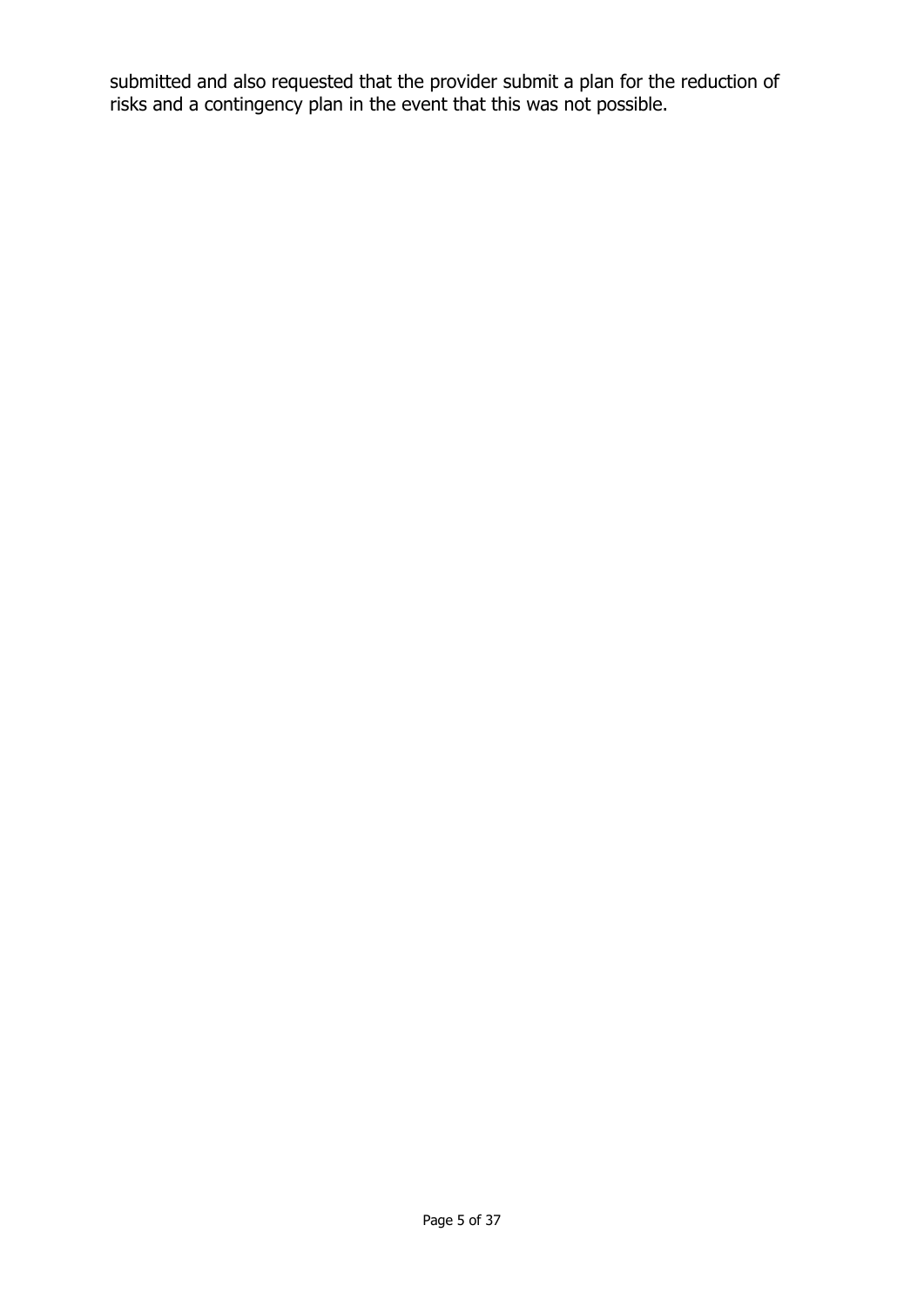submitted and also requested that the provider submit a plan for the reduction of risks and a contingency plan in the event that this was not possible.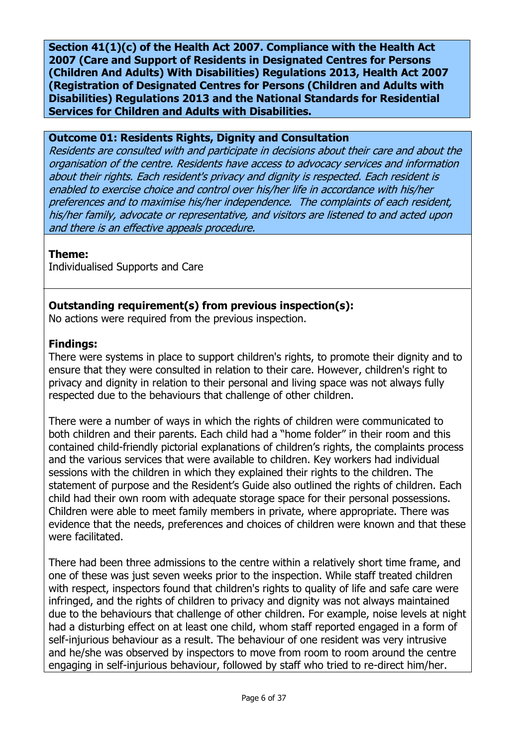**Section 41(1)(c) of the Health Act 2007. Compliance with the Health Act 2007 (Care and Support of Residents in Designated Centres for Persons (Children And Adults) With Disabilities) Regulations 2013, Health Act 2007 (Registration of Designated Centres for Persons (Children and Adults with Disabilities) Regulations 2013 and the National Standards for Residential Services for Children and Adults with Disabilities.**

**Outcome 01: Residents Rights, Dignity and Consultation**

*Residents are consulted with and participate in decisions about their care and about the organisation of the centre. Residents have access to advocacy services and information about their rights. Each resident's privacy and dignity is respected. Each resident is enabled to exercise choice and control over his/her life in accordance with his/her preferences and to maximise his/her independence. The complaints of each resident, his/her family, advocate or representative, and visitors are listened to and acted upon and there is an effective appeals procedure.*

**Theme:**

Individualised Supports and Care

**Outstanding requirement(s) from previous inspection(s):**

No actions were required from the previous inspection.

**Findings:**

There were systems in place to support children's rights, to promote their dignity and to ensure that they were consulted in relation to their care. However, children's right to privacy and dignity in relation to their personal and living space was not always fully respected due to the behaviours that challenge of other children.

There were a number of ways in which the rights of children were communicated to both children and their parents. Each child had a "home folder" in their room and this contained child-friendly pictorial explanations of children's rights, the complaints process and the various services that were available to children. Key workers had individual sessions with the children in which they explained their rights to the children. The statement of purpose and the Resident's Guide also outlined the rights of children. Each child had their own room with adequate storage space for their personal possessions. Children were able to meet family members in private, where appropriate. There was evidence that the needs, preferences and choices of children were known and that these were facilitated.

There had been three admissions to the centre within a relatively short time frame, and one of these was just seven weeks prior to the inspection. While staff treated children with respect, inspectors found that children's rights to quality of life and safe care were infringed, and the rights of children to privacy and dignity was not always maintained due to the behaviours that challenge of other children. For example, noise levels at night had a disturbing effect on at least one child, whom staff reported engaged in a form of self-injurious behaviour as a result. The behaviour of one resident was very intrusive and he/she was observed by inspectors to move from room to room around the centre engaging in self-injurious behaviour, followed by staff who tried to re-direct him/her.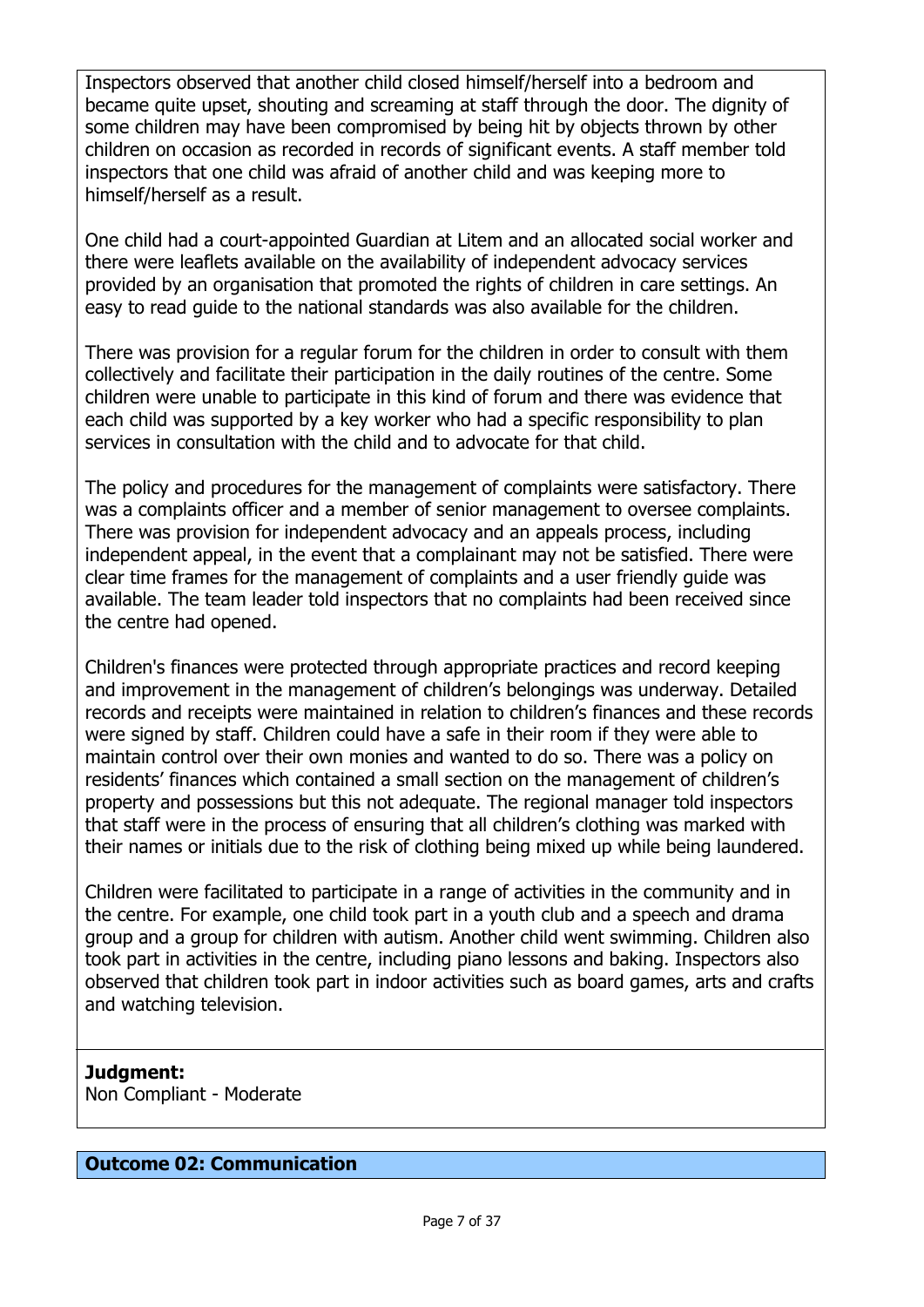Inspectors observed that another child closed himself/herself into a bedroom and became quite upset, shouting and screaming at staff through the door. The dignity of some children may have been compromised by being hit by objects thrown by other children on occasion as recorded in records of significant events. A staff member told inspectors that one child was afraid of another child and was keeping more to himself/herself as a result.

One child had a court-appointed Guardian at Litem and an allocated social worker and there were leaflets available on the availability of independent advocacy services provided by an organisation that promoted the rights of children in care settings. An easy to read guide to the national standards was also available for the children.

There was provision for a regular forum for the children in order to consult with them collectively and facilitate their participation in the daily routines of the centre. Some children were unable to participate in this kind of forum and there was evidence that each child was supported by a key worker who had a specific responsibility to plan services in consultation with the child and to advocate for that child.

The policy and procedures for the management of complaints were satisfactory. There was a complaints officer and a member of senior management to oversee complaints. There was provision for independent advocacy and an appeals process, including independent appeal, in the event that a complainant may not be satisfied. There were clear time frames for the management of complaints and a user friendly guide was available. The team leader told inspectors that no complaints had been received since the centre had opened.

Children's finances were protected through appropriate practices and record keeping and improvement in the management of children's belongings was underway. Detailed records and receipts were maintained in relation to children's finances and these records were signed by staff. Children could have a safe in their room if they were able to maintain control over their own monies and wanted to do so. There was a policy on residents' finances which contained a small section on the management of children's property and possessions but this not adequate. The regional manager told inspectors that staff were in the process of ensuring that all children's clothing was marked with their names or initials due to the risk of clothing being mixed up while being laundered.

Children were facilitated to participate in a range of activities in the community and in the centre. For example, one child took part in a youth club and a speech and drama group and a group for children with autism. Another child went swimming. Children also took part in activities in the centre, including piano lessons and baking. Inspectors also observed that children took part in indoor activities such as board games, arts and crafts and watching television.

**Judgment:**
Non Compliant - Moderate

## Outcome 02: Communication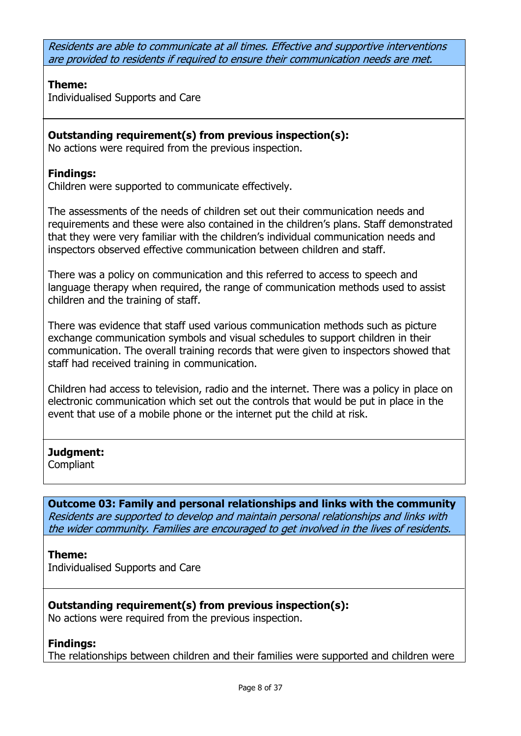*Residents are able to communicate at all times. Effective and supportive interventions are provided to residents if required to ensure their communication needs are met.*

**Theme:**
Individualised Supports and Care

**Outstanding requirement(s) from previous inspection(s):**
No actions were required from the previous inspection.

**Findings:**
Children were supported to communicate effectively.

The assessments of the needs of children set out their communication needs and requirements and these were also contained in the children's plans. Staff demonstrated that they were very familiar with the children's individual communication needs and inspectors observed effective communication between children and staff.

There was a policy on communication and this referred to access to speech and language therapy when required, the range of communication methods used to assist children and the training of staff.

There was evidence that staff used various communication methods such as picture exchange communication symbols and visual schedules to support children in their communication. The overall training records that were given to inspectors showed that staff had received training in communication.

Children had access to television, radio and the internet. There was a policy in place on electronic communication which set out the controls that would be put in place in the event that use of a mobile phone or the internet put the child at risk.

**Judgment:**
Compliant

**Outcome 03: Family and personal relationships and links with the community**
*Residents are supported to develop and maintain personal relationships and links with the wider community. Families are encouraged to get involved in the lives of residents.*

**Theme:**
Individualised Supports and Care

**Outstanding requirement(s) from previous inspection(s):**
No actions were required from the previous inspection.

**Findings:**
The relationships between children and their families were supported and children were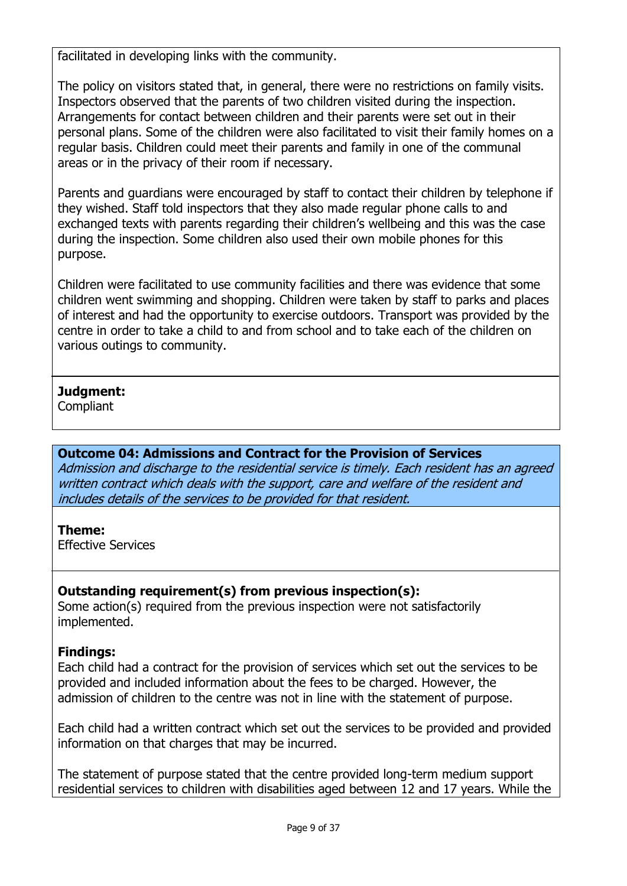facilitated in developing links with the community.

The policy on visitors stated that, in general, there were no restrictions on family visits. Inspectors observed that the parents of two children visited during the inspection. Arrangements for contact between children and their parents were set out in their personal plans. Some of the children were also facilitated to visit their family homes on a regular basis. Children could meet their parents and family in one of the communal areas or in the privacy of their room if necessary.

Parents and guardians were encouraged by staff to contact their children by telephone if they wished. Staff told inspectors that they also made regular phone calls to and exchanged texts with parents regarding their children's wellbeing and this was the case during the inspection. Some children also used their own mobile phones for this purpose.

Children were facilitated to use community facilities and there was evidence that some children went swimming and shopping. Children were taken by staff to parks and places of interest and had the opportunity to exercise outdoors. Transport was provided by the centre in order to take a child to and from school and to take each of the children on various outings to community.

**Judgment:**
Compliant

**Outcome 04: Admissions and Contract for the Provision of Services**
*Admission and discharge to the residential service is timely. Each resident has an agreed written contract which deals with the support, care and welfare of the resident and includes details of the services to be provided for that resident.*

**Theme:**
Effective Services

**Outstanding requirement(s) from previous inspection(s):**
Some action(s) required from the previous inspection were not satisfactorily implemented.

**Findings:**
Each child had a contract for the provision of services which set out the services to be provided and included information about the fees to be charged. However, the admission of children to the centre was not in line with the statement of purpose.

Each child had a written contract which set out the services to be provided and provided information on that charges that may be incurred.

The statement of purpose stated that the centre provided long-term medium support residential services to children with disabilities aged between 12 and 17 years. While the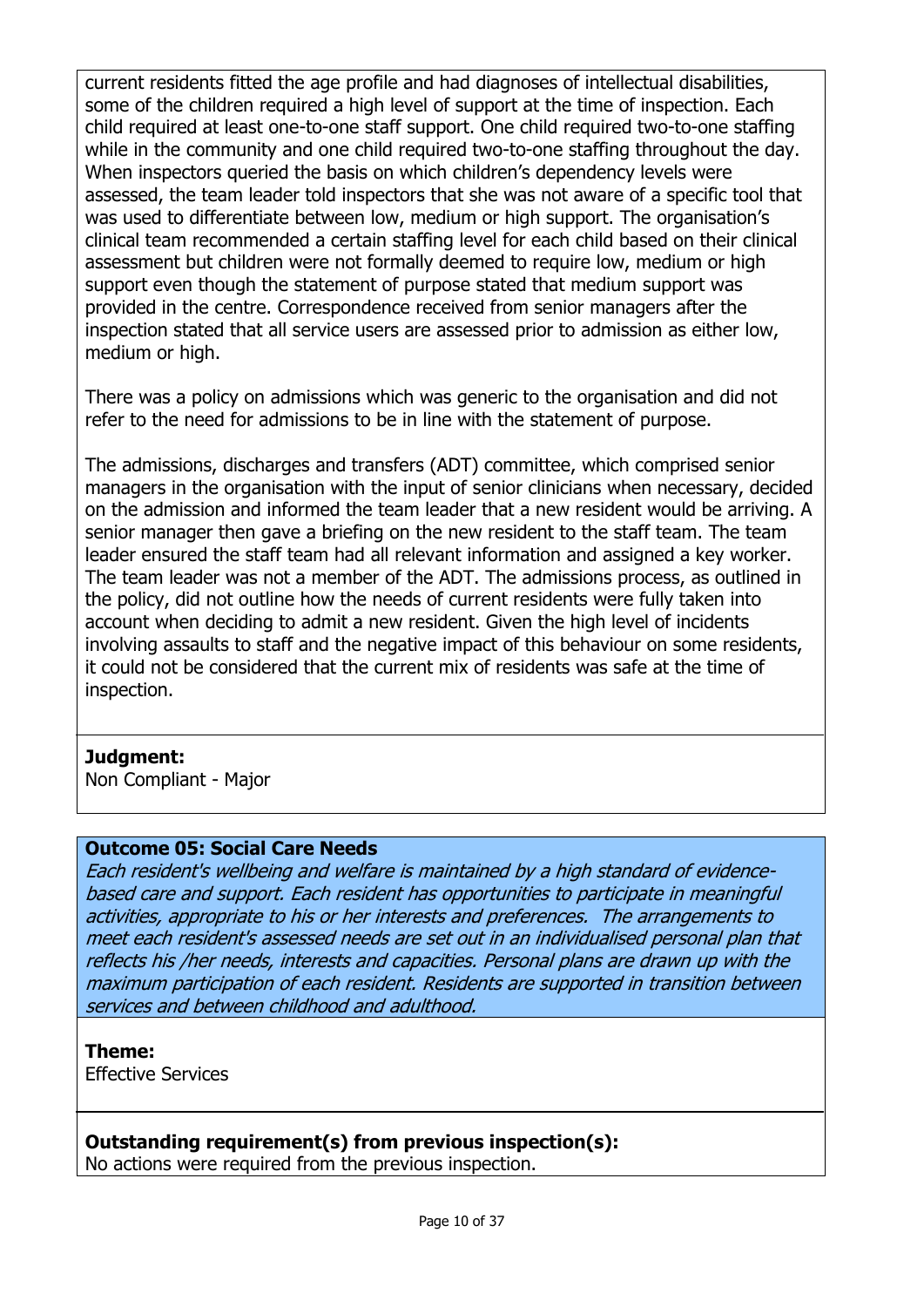current residents fitted the age profile and had diagnoses of intellectual disabilities, some of the children required a high level of support at the time of inspection. Each child required at least one-to-one staff support. One child required two-to-one staffing while in the community and one child required two-to-one staffing throughout the day. When inspectors queried the basis on which children's dependency levels were assessed, the team leader told inspectors that she was not aware of a specific tool that was used to differentiate between low, medium or high support. The organisation's clinical team recommended a certain staffing level for each child based on their clinical assessment but children were not formally deemed to require low, medium or high support even though the statement of purpose stated that medium support was provided in the centre. Correspondence received from senior managers after the inspection stated that all service users are assessed prior to admission as either low, medium or high.

There was a policy on admissions which was generic to the organisation and did not refer to the need for admissions to be in line with the statement of purpose.

The admissions, discharges and transfers (ADT) committee, which comprised senior managers in the organisation with the input of senior clinicians when necessary, decided on the admission and informed the team leader that a new resident would be arriving. A senior manager then gave a briefing on the new resident to the staff team. The team leader ensured the staff team had all relevant information and assigned a key worker. The team leader was not a member of the ADT. The admissions process, as outlined in the policy, did not outline how the needs of current residents were fully taken into account when deciding to admit a new resident. Given the high level of incidents involving assaults to staff and the negative impact of this behaviour on some residents, it could not be considered that the current mix of residents was safe at the time of inspection.

**Judgment:**
Non Compliant - Major

### Outcome 05: Social Care Needs

*Each resident's wellbeing and welfare is maintained by a high standard of evidence-based care and support. Each resident has opportunities to participate in meaningful activities, appropriate to his or her interests and preferences. The arrangements to meet each resident's assessed needs are set out in an individualised personal plan that reflects his /her needs, interests and capacities. Personal plans are drawn up with the maximum participation of each resident. Residents are supported in transition between services and between childhood and adulthood.*

**Theme:**
Effective Services

**Outstanding requirement(s) from previous inspection(s):**
No actions were required from the previous inspection.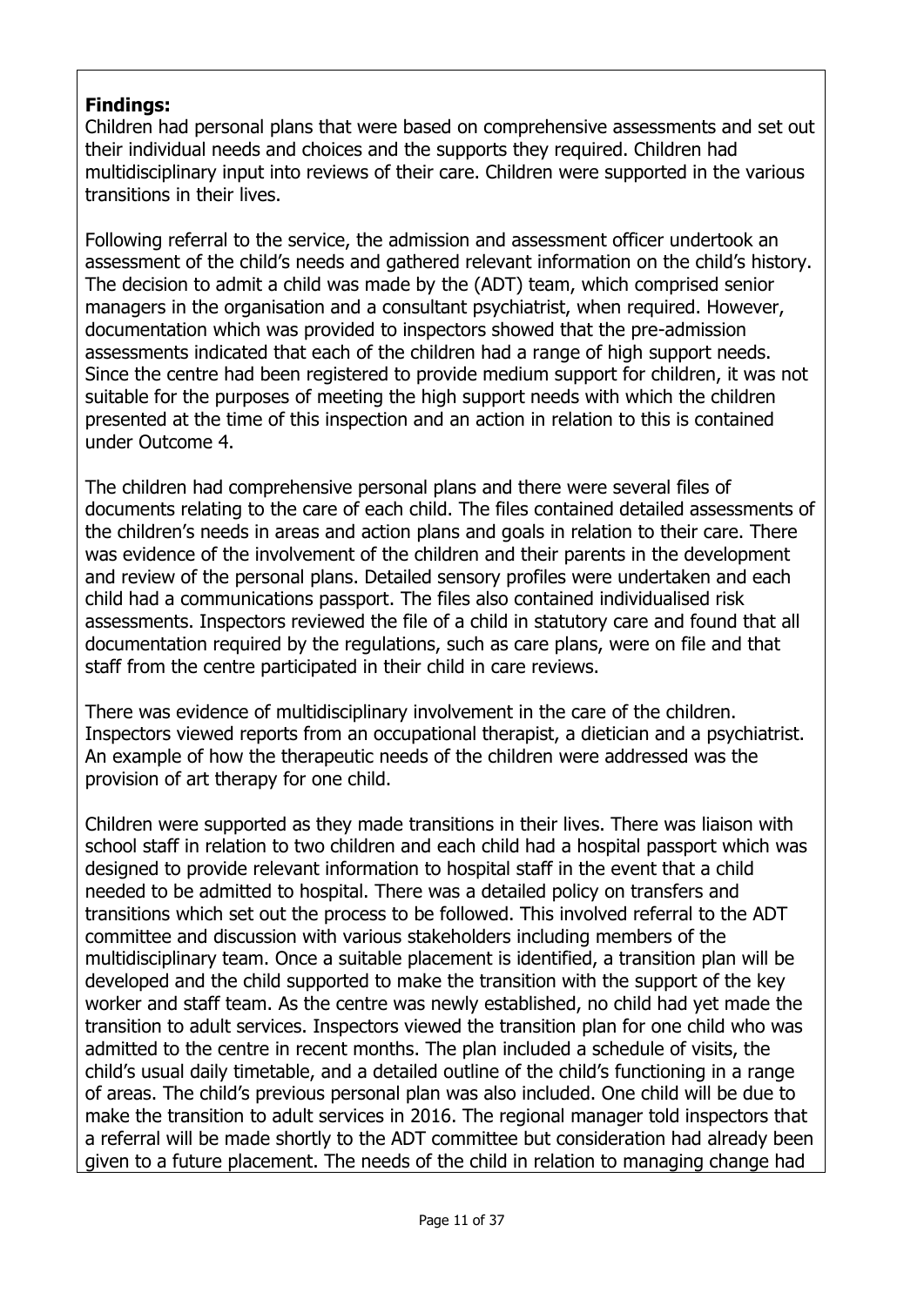**Findings:**
Children had personal plans that were based on comprehensive assessments and set out their individual needs and choices and the supports they required. Children had multidisciplinary input into reviews of their care. Children were supported in the various transitions in their lives.

Following referral to the service, the admission and assessment officer undertook an assessment of the child's needs and gathered relevant information on the child's history. The decision to admit a child was made by the (ADT) team, which comprised senior managers in the organisation and a consultant psychiatrist, when required. However, documentation which was provided to inspectors showed that the pre-admission assessments indicated that each of the children had a range of high support needs. Since the centre had been registered to provide medium support for children, it was not suitable for the purposes of meeting the high support needs with which the children presented at the time of this inspection and an action in relation to this is contained under Outcome 4.

The children had comprehensive personal plans and there were several files of documents relating to the care of each child. The files contained detailed assessments of the children's needs in areas and action plans and goals in relation to their care. There was evidence of the involvement of the children and their parents in the development and review of the personal plans. Detailed sensory profiles were undertaken and each child had a communications passport. The files also contained individualised risk assessments. Inspectors reviewed the file of a child in statutory care and found that all documentation required by the regulations, such as care plans, were on file and that staff from the centre participated in their child in care reviews.

There was evidence of multidisciplinary involvement in the care of the children. Inspectors viewed reports from an occupational therapist, a dietician and a psychiatrist. An example of how the therapeutic needs of the children were addressed was the provision of art therapy for one child.

Children were supported as they made transitions in their lives. There was liaison with school staff in relation to two children and each child had a hospital passport which was designed to provide relevant information to hospital staff in the event that a child needed to be admitted to hospital. There was a detailed policy on transfers and transitions which set out the process to be followed. This involved referral to the ADT committee and discussion with various stakeholders including members of the multidisciplinary team. Once a suitable placement is identified, a transition plan will be developed and the child supported to make the transition with the support of the key worker and staff team. As the centre was newly established, no child had yet made the transition to adult services. Inspectors viewed the transition plan for one child who was admitted to the centre in recent months. The plan included a schedule of visits, the child's usual daily timetable, and a detailed outline of the child's functioning in a range of areas. The child's previous personal plan was also included. One child will be due to make the transition to adult services in 2016. The regional manager told inspectors that a referral will be made shortly to the ADT committee but consideration had already been given to a future placement. The needs of the child in relation to managing change had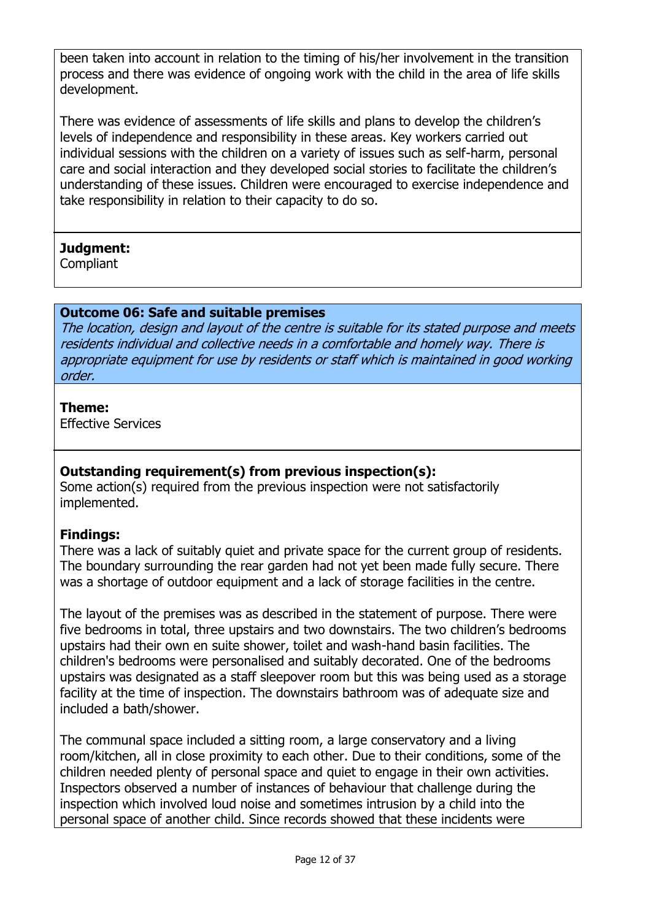been taken into account in relation to the timing of his/her involvement in the transition process and there was evidence of ongoing work with the child in the area of life skills development.

There was evidence of assessments of life skills and plans to develop the children's levels of independence and responsibility in these areas. Key workers carried out individual sessions with the children on a variety of issues such as self-harm, personal care and social interaction and they developed social stories to facilitate the children's understanding of these issues. Children were encouraged to exercise independence and take responsibility in relation to their capacity to do so.

**Judgment:**
Compliant

### Outcome 06: Safe and suitable premises

*The location, design and layout of the centre is suitable for its stated purpose and meets residents individual and collective needs in a comfortable and homely way. There is appropriate equipment for use by residents or staff which is maintained in good working order.*

**Theme:**
Effective Services

**Outstanding requirement(s) from previous inspection(s):**
Some action(s) required from the previous inspection were not satisfactorily implemented.

**Findings:**
There was a lack of suitably quiet and private space for the current group of residents. The boundary surrounding the rear garden had not yet been made fully secure. There was a shortage of outdoor equipment and a lack of storage facilities in the centre.

The layout of the premises was as described in the statement of purpose. There were five bedrooms in total, three upstairs and two downstairs. The two children's bedrooms upstairs had their own en suite shower, toilet and wash-hand basin facilities. The children's bedrooms were personalised and suitably decorated. One of the bedrooms upstairs was designated as a staff sleepover room but this was being used as a storage facility at the time of inspection. The downstairs bathroom was of adequate size and included a bath/shower.

The communal space included a sitting room, a large conservatory and a living room/kitchen, all in close proximity to each other. Due to their conditions, some of the children needed plenty of personal space and quiet to engage in their own activities. Inspectors observed a number of instances of behaviour that challenge during the inspection which involved loud noise and sometimes intrusion by a child into the personal space of another child. Since records showed that these incidents were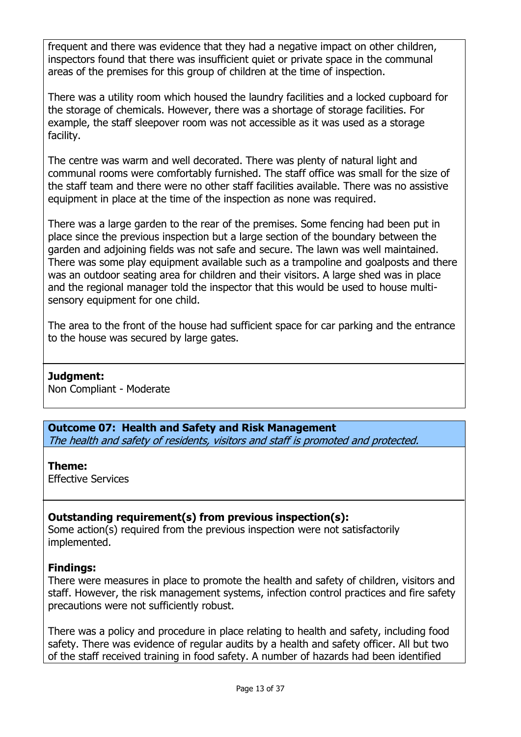frequent and there was evidence that they had a negative impact on other children, inspectors found that there was insufficient quiet or private space in the communal areas of the premises for this group of children at the time of inspection.

There was a utility room which housed the laundry facilities and a locked cupboard for the storage of chemicals. However, there was a shortage of storage facilities. For example, the staff sleepover room was not accessible as it was used as a storage facility.

The centre was warm and well decorated. There was plenty of natural light and communal rooms were comfortably furnished. The staff office was small for the size of the staff team and there were no other staff facilities available. There was no assistive equipment in place at the time of the inspection as none was required.

There was a large garden to the rear of the premises. Some fencing had been put in place since the previous inspection but a large section of the boundary between the garden and adjoining fields was not safe and secure. The lawn was well maintained. There was some play equipment available such as a trampoline and goalposts and there was an outdoor seating area for children and their visitors. A large shed was in place and the regional manager told the inspector that this would be used to house multi-sensory equipment for one child.

The area to the front of the house had sufficient space for car parking and the entrance to the house was secured by large gates.

**Judgment:**
Non Compliant - Moderate

**Outcome 07: Health and Safety and Risk Management**
*The health and safety of residents, visitors and staff is promoted and protected.*

**Theme:**
Effective Services

**Outstanding requirement(s) from previous inspection(s):**
Some action(s) required from the previous inspection were not satisfactorily implemented.

**Findings:**
There were measures in place to promote the health and safety of children, visitors and staff. However, the risk management systems, infection control practices and fire safety precautions were not sufficiently robust.

There was a policy and procedure in place relating to health and safety, including food safety. There was evidence of regular audits by a health and safety officer. All but two of the staff received training in food safety. A number of hazards had been identified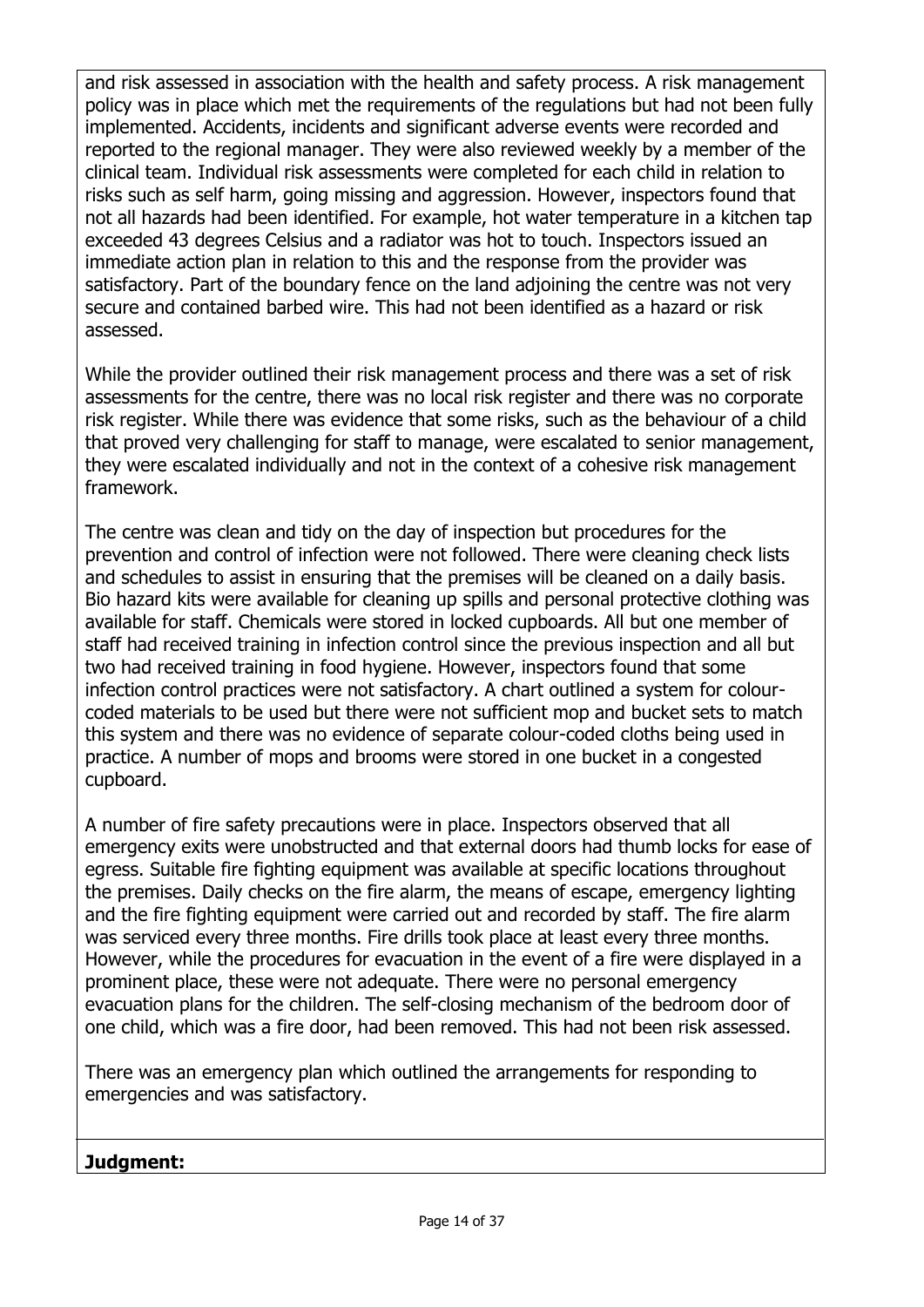and risk assessed in association with the health and safety process. A risk management policy was in place which met the requirements of the regulations but had not been fully implemented. Accidents, incidents and significant adverse events were recorded and reported to the regional manager. They were also reviewed weekly by a member of the clinical team. Individual risk assessments were completed for each child in relation to risks such as self harm, going missing and aggression. However, inspectors found that not all hazards had been identified. For example, hot water temperature in a kitchen tap exceeded 43 degrees Celsius and a radiator was hot to touch. Inspectors issued an immediate action plan in relation to this and the response from the provider was satisfactory. Part of the boundary fence on the land adjoining the centre was not very secure and contained barbed wire. This had not been identified as a hazard or risk assessed.

While the provider outlined their risk management process and there was a set of risk assessments for the centre, there was no local risk register and there was no corporate risk register. While there was evidence that some risks, such as the behaviour of a child that proved very challenging for staff to manage, were escalated to senior management, they were escalated individually and not in the context of a cohesive risk management framework.

The centre was clean and tidy on the day of inspection but procedures for the prevention and control of infection were not followed. There were cleaning check lists and schedules to assist in ensuring that the premises will be cleaned on a daily basis. Bio hazard kits were available for cleaning up spills and personal protective clothing was available for staff. Chemicals were stored in locked cupboards. All but one member of staff had received training in infection control since the previous inspection and all but two had received training in food hygiene. However, inspectors found that some infection control practices were not satisfactory. A chart outlined a system for colour-coded materials to be used but there were not sufficient mop and bucket sets to match this system and there was no evidence of separate colour-coded cloths being used in practice. A number of mops and brooms were stored in one bucket in a congested cupboard.

A number of fire safety precautions were in place. Inspectors observed that all emergency exits were unobstructed and that external doors had thumb locks for ease of egress. Suitable fire fighting equipment was available at specific locations throughout the premises. Daily checks on the fire alarm, the means of escape, emergency lighting and the fire fighting equipment were carried out and recorded by staff. The fire alarm was serviced every three months. Fire drills took place at least every three months. However, while the procedures for evacuation in the event of a fire were displayed in a prominent place, these were not adequate. There were no personal emergency evacuation plans for the children. The self-closing mechanism of the bedroom door of one child, which was a fire door, had been removed. This had not been risk assessed.

There was an emergency plan which outlined the arrangements for responding to emergencies and was satisfactory.

**Judgment:**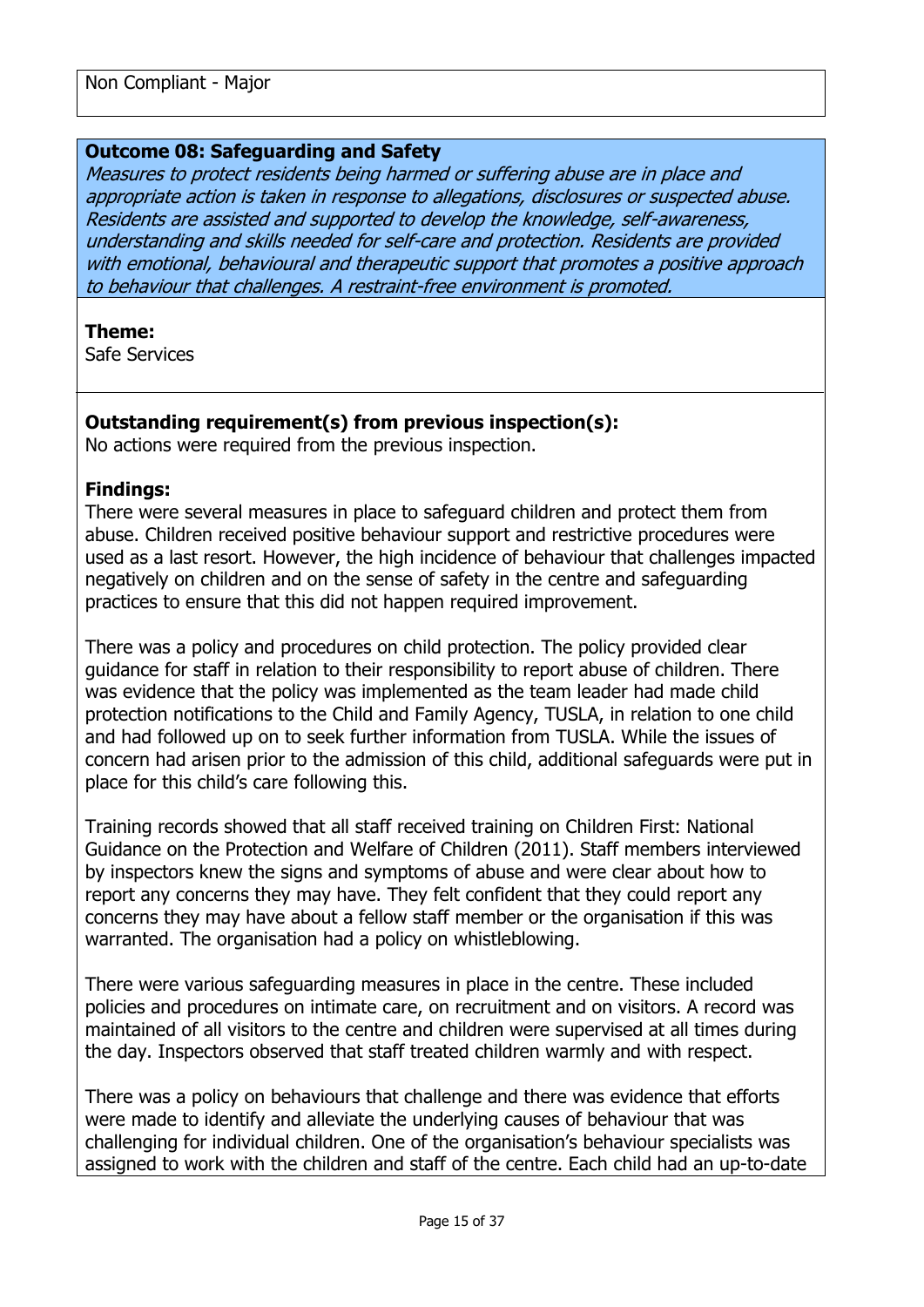Non Compliant - Major

**Outcome 08: Safeguarding and Safety**
*Measures to protect residents being harmed or suffering abuse are in place and appropriate action is taken in response to allegations, disclosures or suspected abuse. Residents are assisted and supported to develop the knowledge, self-awareness, understanding and skills needed for self-care and protection. Residents are provided with emotional, behavioural and therapeutic support that promotes a positive approach to behaviour that challenges. A restraint-free environment is promoted.*

**Theme:**
Safe Services

**Outstanding requirement(s) from previous inspection(s):**
No actions were required from the previous inspection.

**Findings:**
There were several measures in place to safeguard children and protect them from abuse. Children received positive behaviour support and restrictive procedures were used as a last resort. However, the high incidence of behaviour that challenges impacted negatively on children and on the sense of safety in the centre and safeguarding practices to ensure that this did not happen required improvement.

There was a policy and procedures on child protection. The policy provided clear guidance for staff in relation to their responsibility to report abuse of children. There was evidence that the policy was implemented as the team leader had made child protection notifications to the Child and Family Agency, TUSLA, in relation to one child and had followed up on to seek further information from TUSLA. While the issues of concern had arisen prior to the admission of this child, additional safeguards were put in place for this child's care following this.

Training records showed that all staff received training on Children First: National Guidance on the Protection and Welfare of Children (2011). Staff members interviewed by inspectors knew the signs and symptoms of abuse and were clear about how to report any concerns they may have. They felt confident that they could report any concerns they may have about a fellow staff member or the organisation if this was warranted. The organisation had a policy on whistleblowing.

There were various safeguarding measures in place in the centre. These included policies and procedures on intimate care, on recruitment and on visitors. A record was maintained of all visitors to the centre and children were supervised at all times during the day. Inspectors observed that staff treated children warmly and with respect.

There was a policy on behaviours that challenge and there was evidence that efforts were made to identify and alleviate the underlying causes of behaviour that was challenging for individual children. One of the organisation's behaviour specialists was assigned to work with the children and staff of the centre. Each child had an up-to-date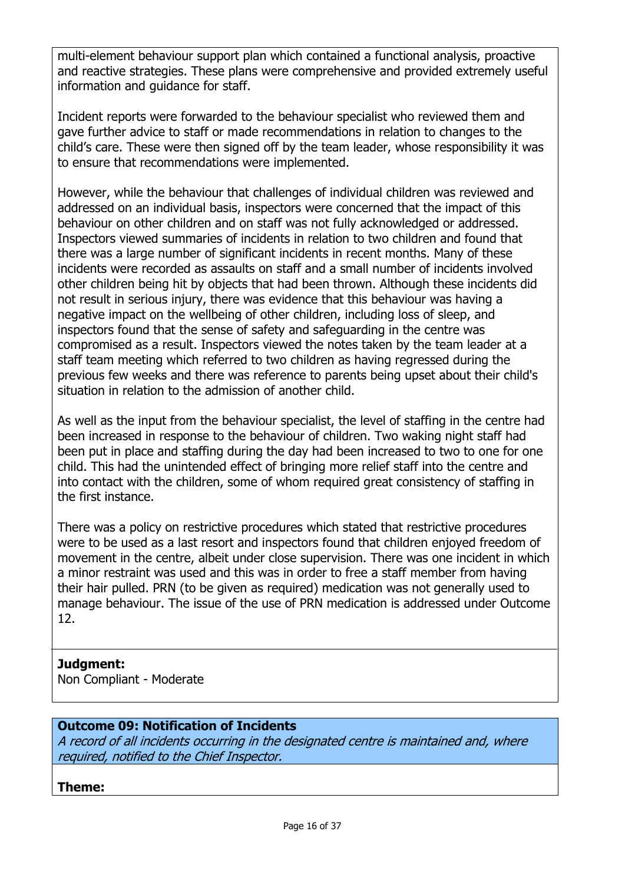multi-element behaviour support plan which contained a functional analysis, proactive and reactive strategies. These plans were comprehensive and provided extremely useful information and guidance for staff.

Incident reports were forwarded to the behaviour specialist who reviewed them and gave further advice to staff or made recommendations in relation to changes to the child's care. These were then signed off by the team leader, whose responsibility it was to ensure that recommendations were implemented.

However, while the behaviour that challenges of individual children was reviewed and addressed on an individual basis, inspectors were concerned that the impact of this behaviour on other children and on staff was not fully acknowledged or addressed. Inspectors viewed summaries of incidents in relation to two children and found that there was a large number of significant incidents in recent months. Many of these incidents were recorded as assaults on staff and a small number of incidents involved other children being hit by objects that had been thrown. Although these incidents did not result in serious injury, there was evidence that this behaviour was having a negative impact on the wellbeing of other children, including loss of sleep, and inspectors found that the sense of safety and safeguarding in the centre was compromised as a result. Inspectors viewed the notes taken by the team leader at a staff team meeting which referred to two children as having regressed during the previous few weeks and there was reference to parents being upset about their child's situation in relation to the admission of another child.

As well as the input from the behaviour specialist, the level of staffing in the centre had been increased in response to the behaviour of children. Two waking night staff had been put in place and staffing during the day had been increased to two to one for one child. This had the unintended effect of bringing more relief staff into the centre and into contact with the children, some of whom required great consistency of staffing in the first instance.

There was a policy on restrictive procedures which stated that restrictive procedures were to be used as a last resort and inspectors found that children enjoyed freedom of movement in the centre, albeit under close supervision. There was one incident in which a minor restraint was used and this was in order to free a staff member from having their hair pulled. PRN (to be given as required) medication was not generally used to manage behaviour. The issue of the use of PRN medication is addressed under Outcome 12.

**Judgment:**
Non Compliant - Moderate

**Outcome 09: Notification of Incidents**
*A record of all incidents occurring in the designated centre is maintained and, where required, notified to the Chief Inspector.*

**Theme:**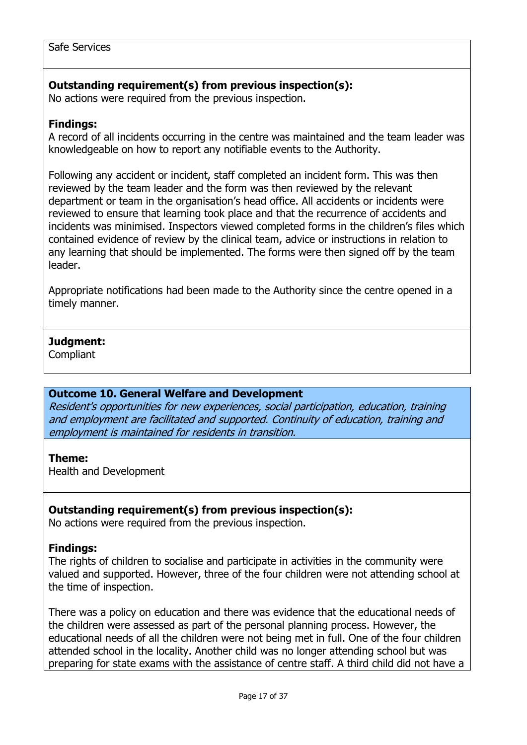Safe Services

**Outstanding requirement(s) from previous inspection(s):**
No actions were required from the previous inspection.

**Findings:**
A record of all incidents occurring in the centre was maintained and the team leader was knowledgeable on how to report any notifiable events to the Authority.

Following any accident or incident, staff completed an incident form. This was then reviewed by the team leader and the form was then reviewed by the relevant department or team in the organisation's head office. All accidents or incidents were reviewed to ensure that learning took place and that the recurrence of accidents and incidents was minimised. Inspectors viewed completed forms in the children's files which contained evidence of review by the clinical team, advice or instructions in relation to any learning that should be implemented. The forms were then signed off by the team leader.

Appropriate notifications had been made to the Authority since the centre opened in a timely manner.

**Judgment:**
Compliant

### Outcome 10. General Welfare and Development

*Resident's opportunities for new experiences, social participation, education, training and employment are facilitated and supported. Continuity of education, training and employment is maintained for residents in transition.*

**Theme:**
Health and Development

**Outstanding requirement(s) from previous inspection(s):**
No actions were required from the previous inspection.

**Findings:**
The rights of children to socialise and participate in activities in the community were valued and supported. However, three of the four children were not attending school at the time of inspection.

There was a policy on education and there was evidence that the educational needs of the children were assessed as part of the personal planning process. However, the educational needs of all the children were not being met in full. One of the four children attended school in the locality. Another child was no longer attending school but was preparing for state exams with the assistance of centre staff. A third child did not have a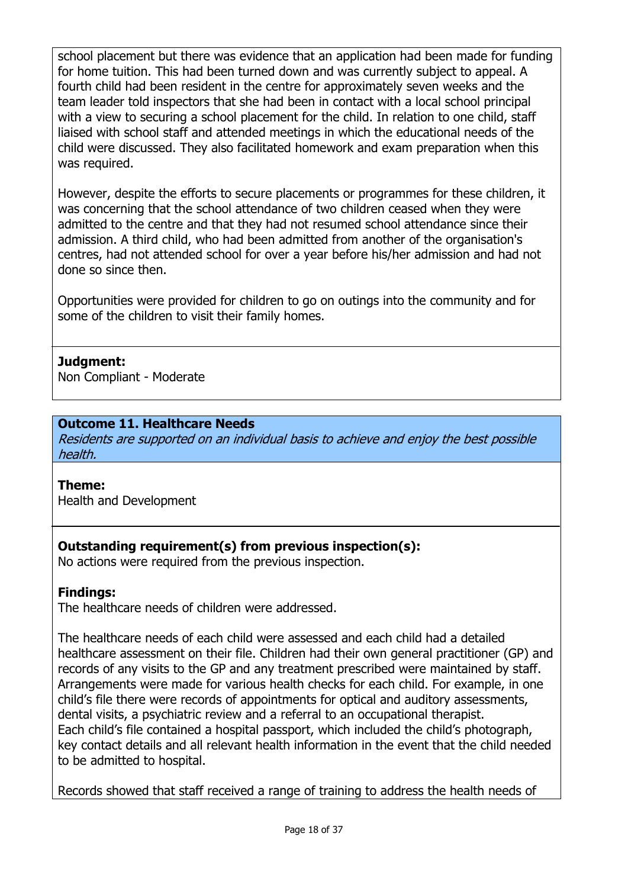school placement but there was evidence that an application had been made for funding for home tuition. This had been turned down and was currently subject to appeal. A fourth child had been resident in the centre for approximately seven weeks and the team leader told inspectors that she had been in contact with a local school principal with a view to securing a school placement for the child. In relation to one child, staff liaised with school staff and attended meetings in which the educational needs of the child were discussed. They also facilitated homework and exam preparation when this was required.

However, despite the efforts to secure placements or programmes for these children, it was concerning that the school attendance of two children ceased when they were admitted to the centre and that they had not resumed school attendance since their admission. A third child, who had been admitted from another of the organisation's centres, had not attended school for over a year before his/her admission and had not done so since then.

Opportunities were provided for children to go on outings into the community and for some of the children to visit their family homes.

**Judgment:**
Non Compliant - Moderate

**Outcome 11. Healthcare Needs**
*Residents are supported on an individual basis to achieve and enjoy the best possible health.*

**Theme:**
Health and Development

**Outstanding requirement(s) from previous inspection(s):**
No actions were required from the previous inspection.

**Findings:**
The healthcare needs of children were addressed.

The healthcare needs of each child were assessed and each child had a detailed healthcare assessment on their file. Children had their own general practitioner (GP) and records of any visits to the GP and any treatment prescribed were maintained by staff. Arrangements were made for various health checks for each child. For example, in one child's file there were records of appointments for optical and auditory assessments, dental visits, a psychiatric review and a referral to an occupational therapist. Each child's file contained a hospital passport, which included the child's photograph, key contact details and all relevant health information in the event that the child needed to be admitted to hospital.

Records showed that staff received a range of training to address the health needs of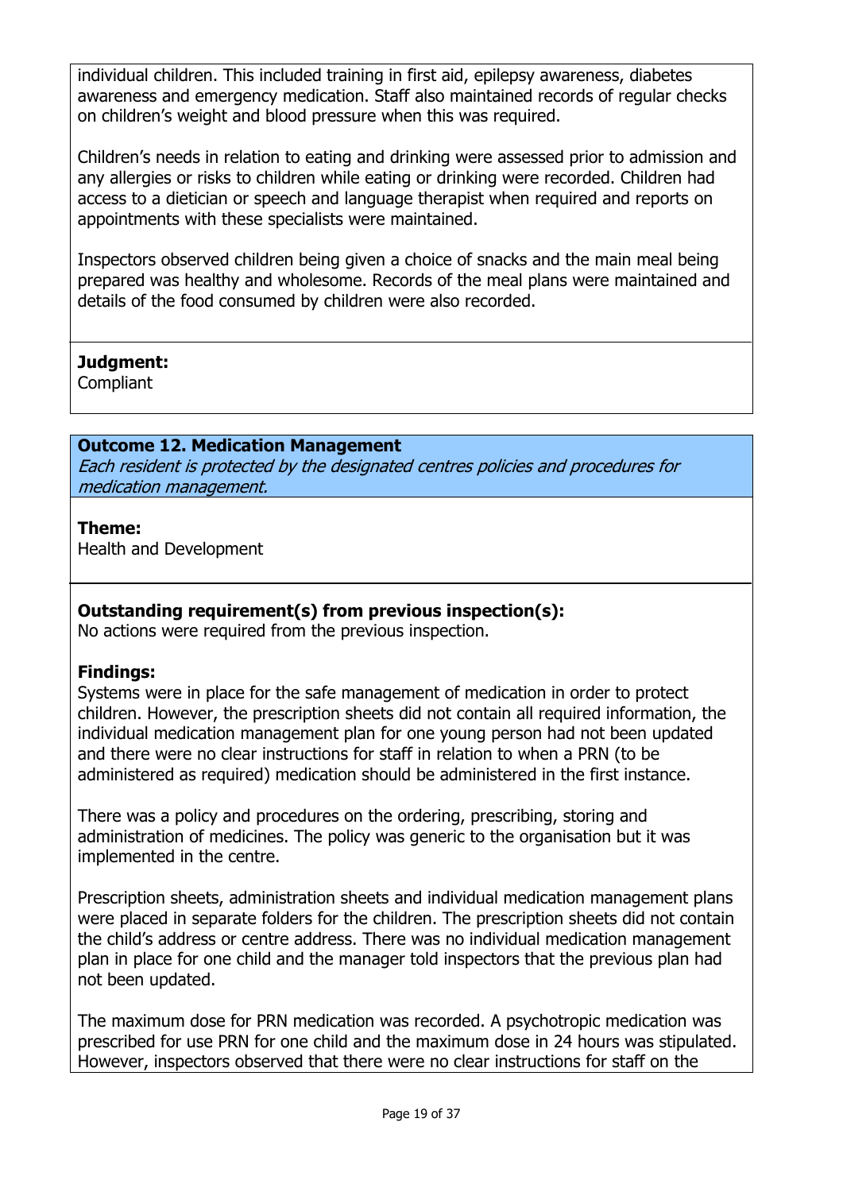individual children. This included training in first aid, epilepsy awareness, diabetes awareness and emergency medication. Staff also maintained records of regular checks on children's weight and blood pressure when this was required.

Children's needs in relation to eating and drinking were assessed prior to admission and any allergies or risks to children while eating or drinking were recorded. Children had access to a dietician or speech and language therapist when required and reports on appointments with these specialists were maintained.

Inspectors observed children being given a choice of snacks and the main meal being prepared was healthy and wholesome. Records of the meal plans were maintained and details of the food consumed by children were also recorded.

**Judgment:**
Compliant

**Outcome 12. Medication Management**
*Each resident is protected by the designated centres policies and procedures for medication management.*

**Theme:**
Health and Development

**Outstanding requirement(s) from previous inspection(s):**
No actions were required from the previous inspection.

**Findings:**
Systems were in place for the safe management of medication in order to protect children. However, the prescription sheets did not contain all required information, the individual medication management plan for one young person had not been updated and there were no clear instructions for staff in relation to when a PRN (to be administered as required) medication should be administered in the first instance.

There was a policy and procedures on the ordering, prescribing, storing and administration of medicines. The policy was generic to the organisation but it was implemented in the centre.

Prescription sheets, administration sheets and individual medication management plans were placed in separate folders for the children. The prescription sheets did not contain the child's address or centre address. There was no individual medication management plan in place for one child and the manager told inspectors that the previous plan had not been updated.

The maximum dose for PRN medication was recorded. A psychotropic medication was prescribed for use PRN for one child and the maximum dose in 24 hours was stipulated. However, inspectors observed that there were no clear instructions for staff on the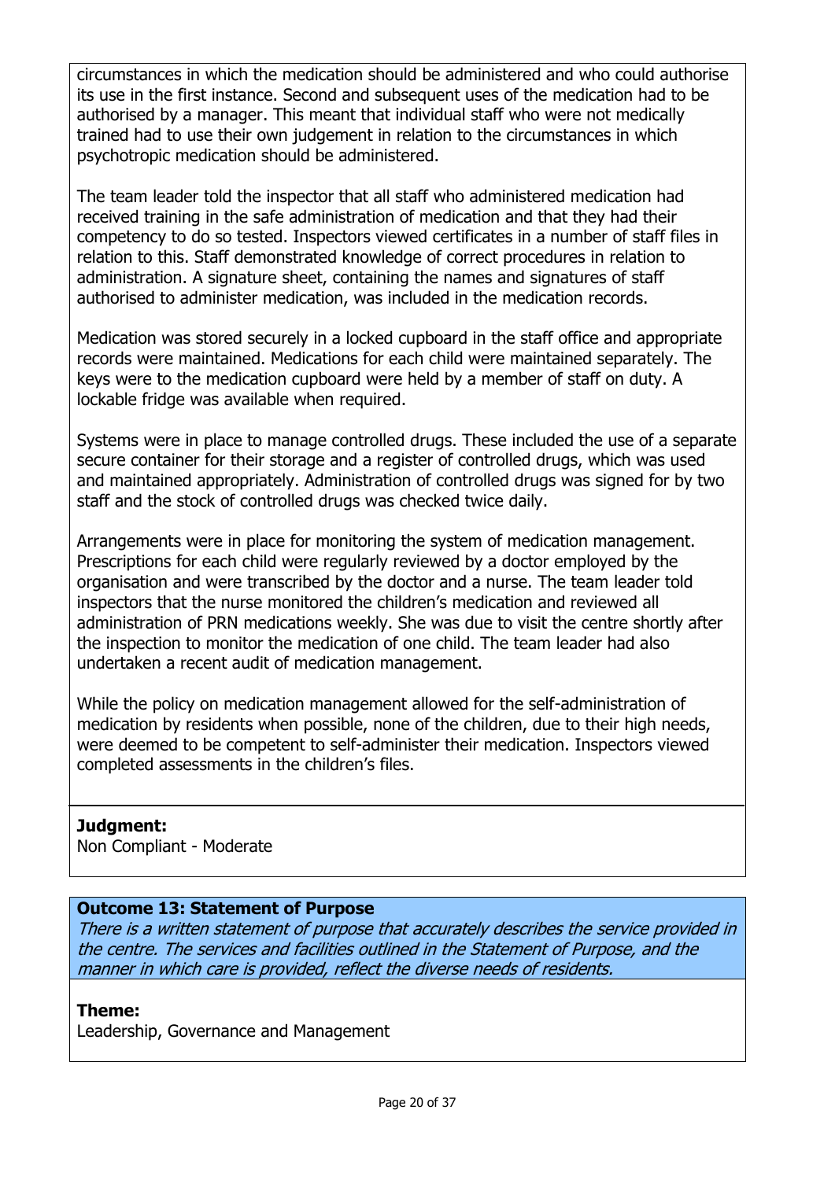circumstances in which the medication should be administered and who could authorise its use in the first instance. Second and subsequent uses of the medication had to be authorised by a manager. This meant that individual staff who were not medically trained had to use their own judgement in relation to the circumstances in which psychotropic medication should be administered.

The team leader told the inspector that all staff who administered medication had received training in the safe administration of medication and that they had their competency to do so tested. Inspectors viewed certificates in a number of staff files in relation to this. Staff demonstrated knowledge of correct procedures in relation to administration. A signature sheet, containing the names and signatures of staff authorised to administer medication, was included in the medication records.

Medication was stored securely in a locked cupboard in the staff office and appropriate records were maintained. Medications for each child were maintained separately. The keys were to the medication cupboard were held by a member of staff on duty. A lockable fridge was available when required.

Systems were in place to manage controlled drugs. These included the use of a separate secure container for their storage and a register of controlled drugs, which was used and maintained appropriately. Administration of controlled drugs was signed for by two staff and the stock of controlled drugs was checked twice daily.

Arrangements were in place for monitoring the system of medication management. Prescriptions for each child were regularly reviewed by a doctor employed by the organisation and were transcribed by the doctor and a nurse. The team leader told inspectors that the nurse monitored the children's medication and reviewed all administration of PRN medications weekly. She was due to visit the centre shortly after the inspection to monitor the medication of one child. The team leader had also undertaken a recent audit of medication management.

While the policy on medication management allowed for the self-administration of medication by residents when possible, none of the children, due to their high needs, were deemed to be competent to self-administer their medication. Inspectors viewed completed assessments in the children's files.

**Judgment:**
Non Compliant - Moderate

### Outcome 13: Statement of Purpose

*There is a written statement of purpose that accurately describes the service provided in the centre. The services and facilities outlined in the Statement of Purpose, and the manner in which care is provided, reflect the diverse needs of residents.*

**Theme:**
Leadership, Governance and Management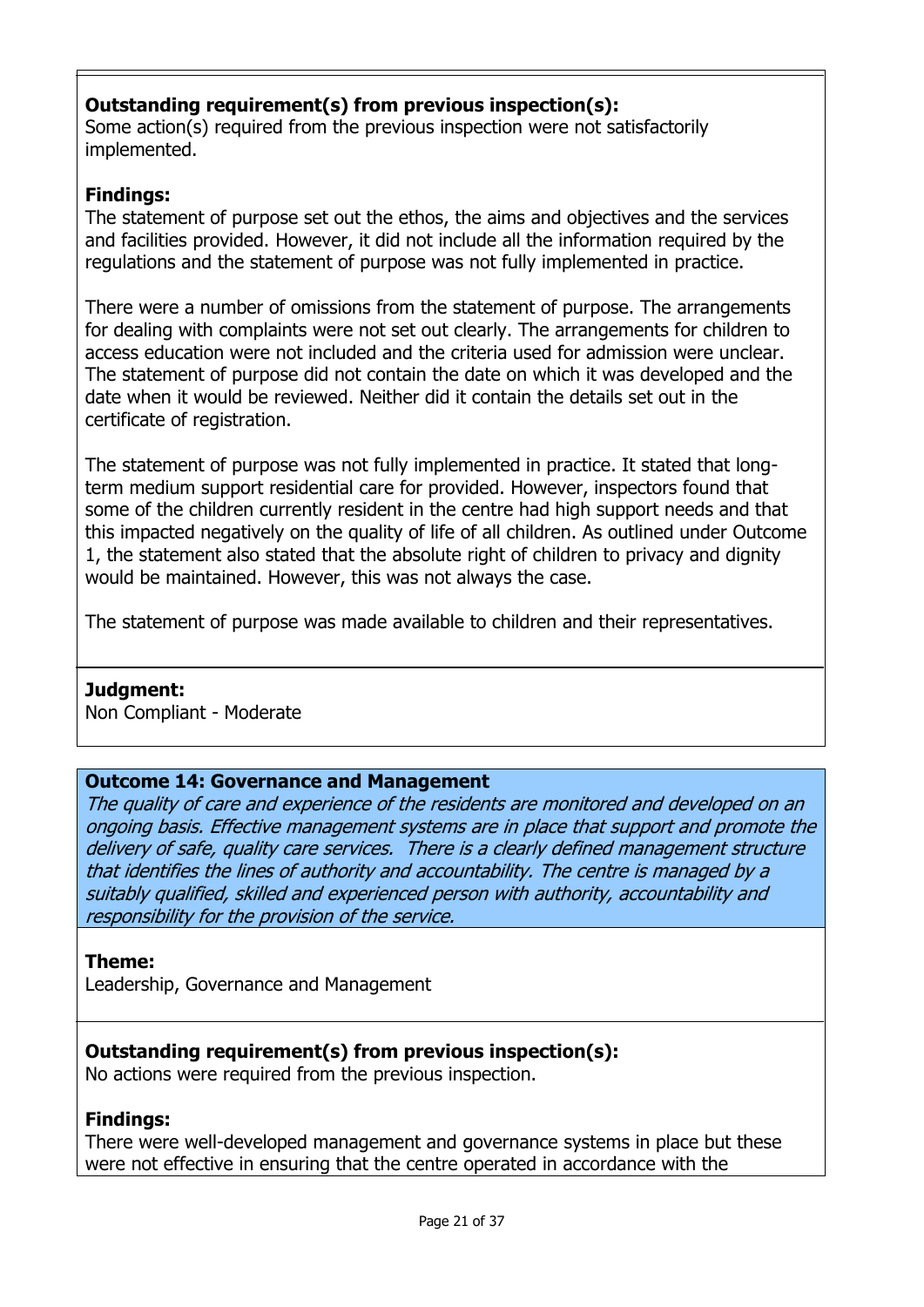**Outstanding requirement(s) from previous inspection(s):**
Some action(s) required from the previous inspection were not satisfactorily implemented.

**Findings:**
The statement of purpose set out the ethos, the aims and objectives and the services and facilities provided. However, it did not include all the information required by the regulations and the statement of purpose was not fully implemented in practice.

There were a number of omissions from the statement of purpose. The arrangements for dealing with complaints were not set out clearly. The arrangements for children to access education were not included and the criteria used for admission were unclear. The statement of purpose did not contain the date on which it was developed and the date when it would be reviewed. Neither did it contain the details set out in the certificate of registration.

The statement of purpose was not fully implemented in practice. It stated that long-term medium support residential care for provided. However, inspectors found that some of the children currently resident in the centre had high support needs and that this impacted negatively on the quality of life of all children. As outlined under Outcome 1, the statement also stated that the absolute right of children to privacy and dignity would be maintained. However, this was not always the case.

The statement of purpose was made available to children and their representatives.

**Judgment:**
Non Compliant - Moderate

**Outcome 14: Governance and Management**
*The quality of care and experience of the residents are monitored and developed on an ongoing basis. Effective management systems are in place that support and promote the delivery of safe, quality care services. There is a clearly defined management structure that identifies the lines of authority and accountability. The centre is managed by a suitably qualified, skilled and experienced person with authority, accountability and responsibility for the provision of the service.*

**Theme:**
Leadership, Governance and Management

**Outstanding requirement(s) from previous inspection(s):**
No actions were required from the previous inspection.

**Findings:**
There were well-developed management and governance systems in place but these were not effective in ensuring that the centre operated in accordance with the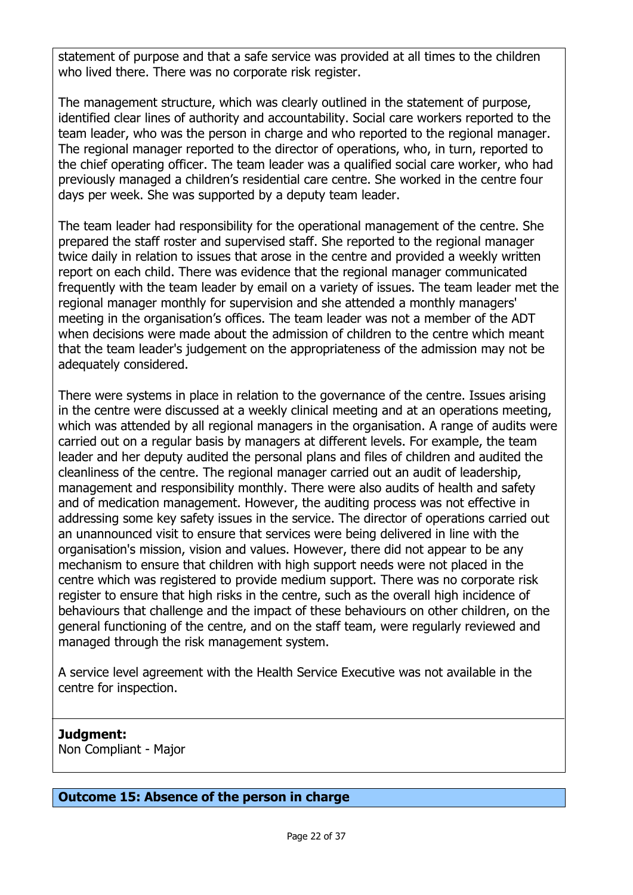statement of purpose and that a safe service was provided at all times to the children who lived there. There was no corporate risk register.

The management structure, which was clearly outlined in the statement of purpose, identified clear lines of authority and accountability. Social care workers reported to the team leader, who was the person in charge and who reported to the regional manager. The regional manager reported to the director of operations, who, in turn, reported to the chief operating officer. The team leader was a qualified social care worker, who had previously managed a children's residential care centre. She worked in the centre four days per week. She was supported by a deputy team leader.

The team leader had responsibility for the operational management of the centre. She prepared the staff roster and supervised staff. She reported to the regional manager twice daily in relation to issues that arose in the centre and provided a weekly written report on each child. There was evidence that the regional manager communicated frequently with the team leader by email on a variety of issues. The team leader met the regional manager monthly for supervision and she attended a monthly managers' meeting in the organisation's offices. The team leader was not a member of the ADT when decisions were made about the admission of children to the centre which meant that the team leader's judgement on the appropriateness of the admission may not be adequately considered.

There were systems in place in relation to the governance of the centre. Issues arising in the centre were discussed at a weekly clinical meeting and at an operations meeting, which was attended by all regional managers in the organisation. A range of audits were carried out on a regular basis by managers at different levels. For example, the team leader and her deputy audited the personal plans and files of children and audited the cleanliness of the centre. The regional manager carried out an audit of leadership, management and responsibility monthly. There were also audits of health and safety and of medication management. However, the auditing process was not effective in addressing some key safety issues in the service. The director of operations carried out an unannounced visit to ensure that services were being delivered in line with the organisation's mission, vision and values. However, there did not appear to be any mechanism to ensure that children with high support needs were not placed in the centre which was registered to provide medium support. There was no corporate risk register to ensure that high risks in the centre, such as the overall high incidence of behaviours that challenge and the impact of these behaviours on other children, on the general functioning of the centre, and on the staff team, were regularly reviewed and managed through the risk management system.

A service level agreement with the Health Service Executive was not available in the centre for inspection.

**Judgment:**
Non Compliant - Major

## Outcome 15: Absence of the person in charge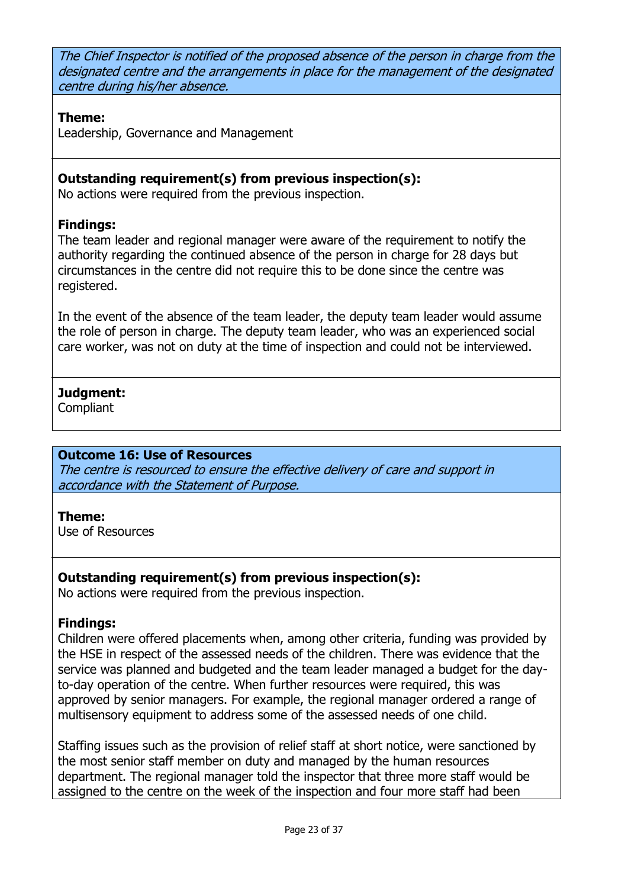*The Chief Inspector is notified of the proposed absence of the person in charge from the designated centre and the arrangements in place for the management of the designated centre during his/her absence.*

**Theme:**
Leadership, Governance and Management

**Outstanding requirement(s) from previous inspection(s):**
No actions were required from the previous inspection.

**Findings:**
The team leader and regional manager were aware of the requirement to notify the authority regarding the continued absence of the person in charge for 28 days but circumstances in the centre did not require this to be done since the centre was registered.

In the event of the absence of the team leader, the deputy team leader would assume the role of person in charge. The deputy team leader, who was an experienced social care worker, was not on duty at the time of inspection and could not be interviewed.

**Judgment:**
Compliant

### Outcome 16: Use of Resources

*The centre is resourced to ensure the effective delivery of care and support in accordance with the Statement of Purpose.*

**Theme:**
Use of Resources

**Outstanding requirement(s) from previous inspection(s):**
No actions were required from the previous inspection.

**Findings:**
Children were offered placements when, among other criteria, funding was provided by the HSE in respect of the assessed needs of the children. There was evidence that the service was planned and budgeted and the team leader managed a budget for the day-to-day operation of the centre. When further resources were required, this was approved by senior managers. For example, the regional manager ordered a range of multisensory equipment to address some of the assessed needs of one child.

Staffing issues such as the provision of relief staff at short notice, were sanctioned by the most senior staff member on duty and managed by the human resources department. The regional manager told the inspector that three more staff would be assigned to the centre on the week of the inspection and four more staff had been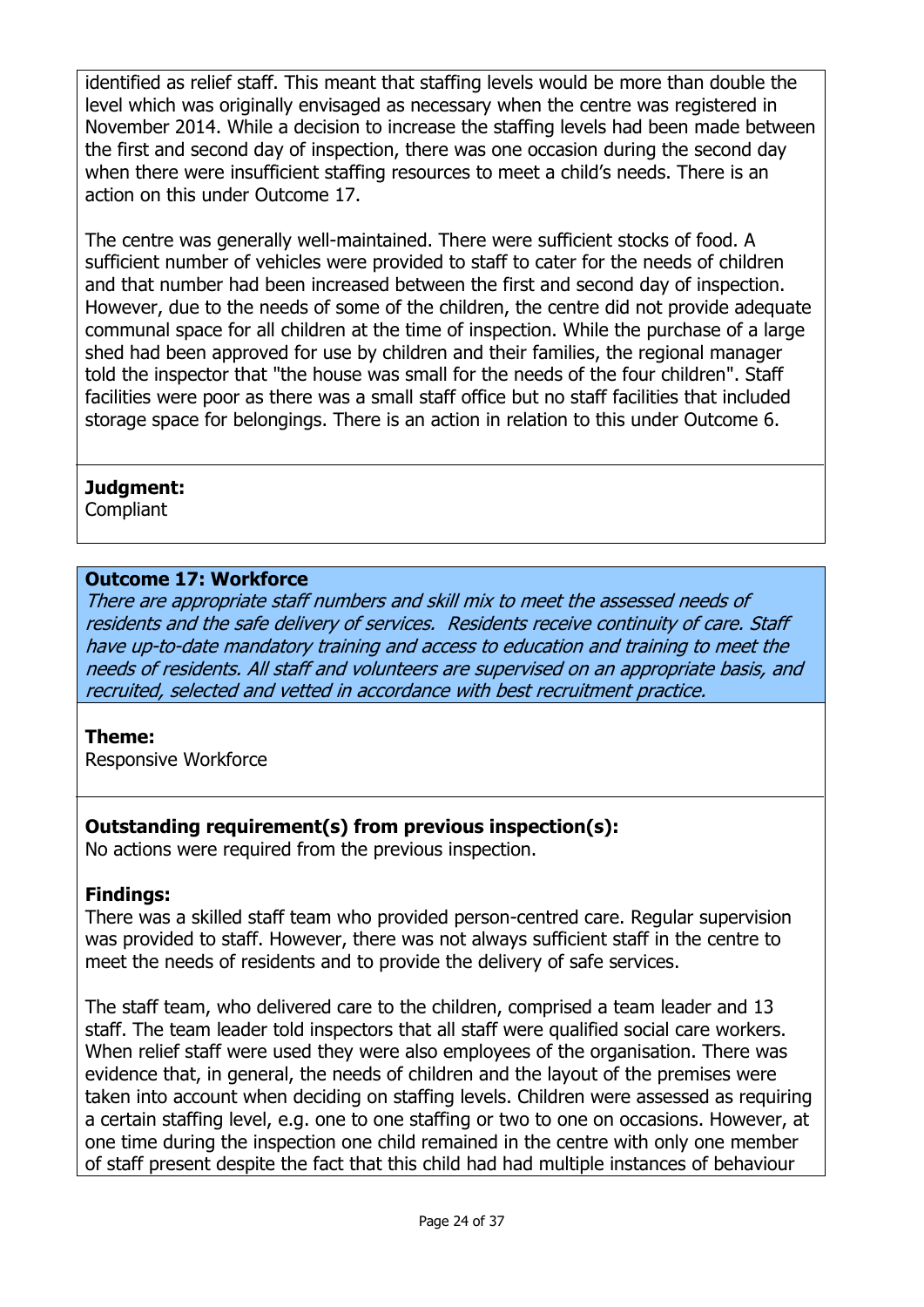identified as relief staff. This meant that staffing levels would be more than double the level which was originally envisaged as necessary when the centre was registered in November 2014. While a decision to increase the staffing levels had been made between the first and second day of inspection, there was one occasion during the second day when there were insufficient staffing resources to meet a child's needs. There is an action on this under Outcome 17.

The centre was generally well-maintained. There were sufficient stocks of food. A sufficient number of vehicles were provided to staff to cater for the needs of children and that number had been increased between the first and second day of inspection. However, due to the needs of some of the children, the centre did not provide adequate communal space for all children at the time of inspection. While the purchase of a large shed had been approved for use by children and their families, the regional manager told the inspector that "the house was small for the needs of the four children". Staff facilities were poor as there was a small staff office but no staff facilities that included storage space for belongings. There is an action in relation to this under Outcome 6.

**Judgment:**
Compliant

**Outcome 17: Workforce**

*There are appropriate staff numbers and skill mix to meet the assessed needs of residents and the safe delivery of services. Residents receive continuity of care. Staff have up-to-date mandatory training and access to education and training to meet the needs of residents. All staff and volunteers are supervised on an appropriate basis, and recruited, selected and vetted in accordance with best recruitment practice.*

**Theme:**
Responsive Workforce

**Outstanding requirement(s) from previous inspection(s):**
No actions were required from the previous inspection.

**Findings:**
There was a skilled staff team who provided person-centred care. Regular supervision was provided to staff. However, there was not always sufficient staff in the centre to meet the needs of residents and to provide the delivery of safe services.

The staff team, who delivered care to the children, comprised a team leader and 13 staff. The team leader told inspectors that all staff were qualified social care workers. When relief staff were used they were also employees of the organisation. There was evidence that, in general, the needs of children and the layout of the premises were taken into account when deciding on staffing levels. Children were assessed as requiring a certain staffing level, e.g. one to one staffing or two to one on occasions. However, at one time during the inspection one child remained in the centre with only one member of staff present despite the fact that this child had had multiple instances of behaviour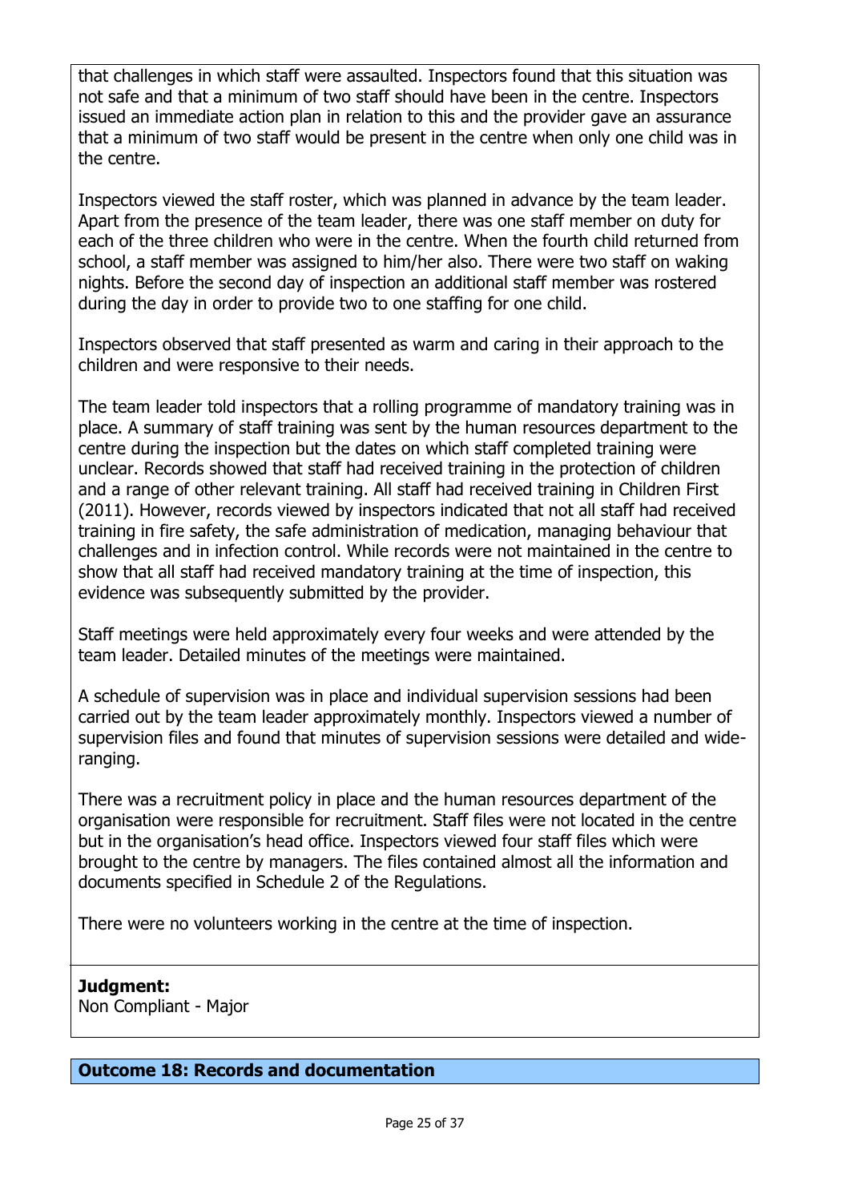that challenges in which staff were assaulted. Inspectors found that this situation was not safe and that a minimum of two staff should have been in the centre. Inspectors issued an immediate action plan in relation to this and the provider gave an assurance that a minimum of two staff would be present in the centre when only one child was in the centre.

Inspectors viewed the staff roster, which was planned in advance by the team leader. Apart from the presence of the team leader, there was one staff member on duty for each of the three children who were in the centre. When the fourth child returned from school, a staff member was assigned to him/her also. There were two staff on waking nights. Before the second day of inspection an additional staff member was rostered during the day in order to provide two to one staffing for one child.

Inspectors observed that staff presented as warm and caring in their approach to the children and were responsive to their needs.

The team leader told inspectors that a rolling programme of mandatory training was in place. A summary of staff training was sent by the human resources department to the centre during the inspection but the dates on which staff completed training were unclear. Records showed that staff had received training in the protection of children and a range of other relevant training. All staff had received training in Children First (2011). However, records viewed by inspectors indicated that not all staff had received training in fire safety, the safe administration of medication, managing behaviour that challenges and in infection control. While records were not maintained in the centre to show that all staff had received mandatory training at the time of inspection, this evidence was subsequently submitted by the provider.

Staff meetings were held approximately every four weeks and were attended by the team leader. Detailed minutes of the meetings were maintained.

A schedule of supervision was in place and individual supervision sessions had been carried out by the team leader approximately monthly. Inspectors viewed a number of supervision files and found that minutes of supervision sessions were detailed and wide-ranging.

There was a recruitment policy in place and the human resources department of the organisation were responsible for recruitment. Staff files were not located in the centre but in the organisation's head office. Inspectors viewed four staff files which were brought to the centre by managers. The files contained almost all the information and documents specified in Schedule 2 of the Regulations.

There were no volunteers working in the centre at the time of inspection.

**Judgment:**
Non Compliant - Major

## Outcome 18: Records and documentation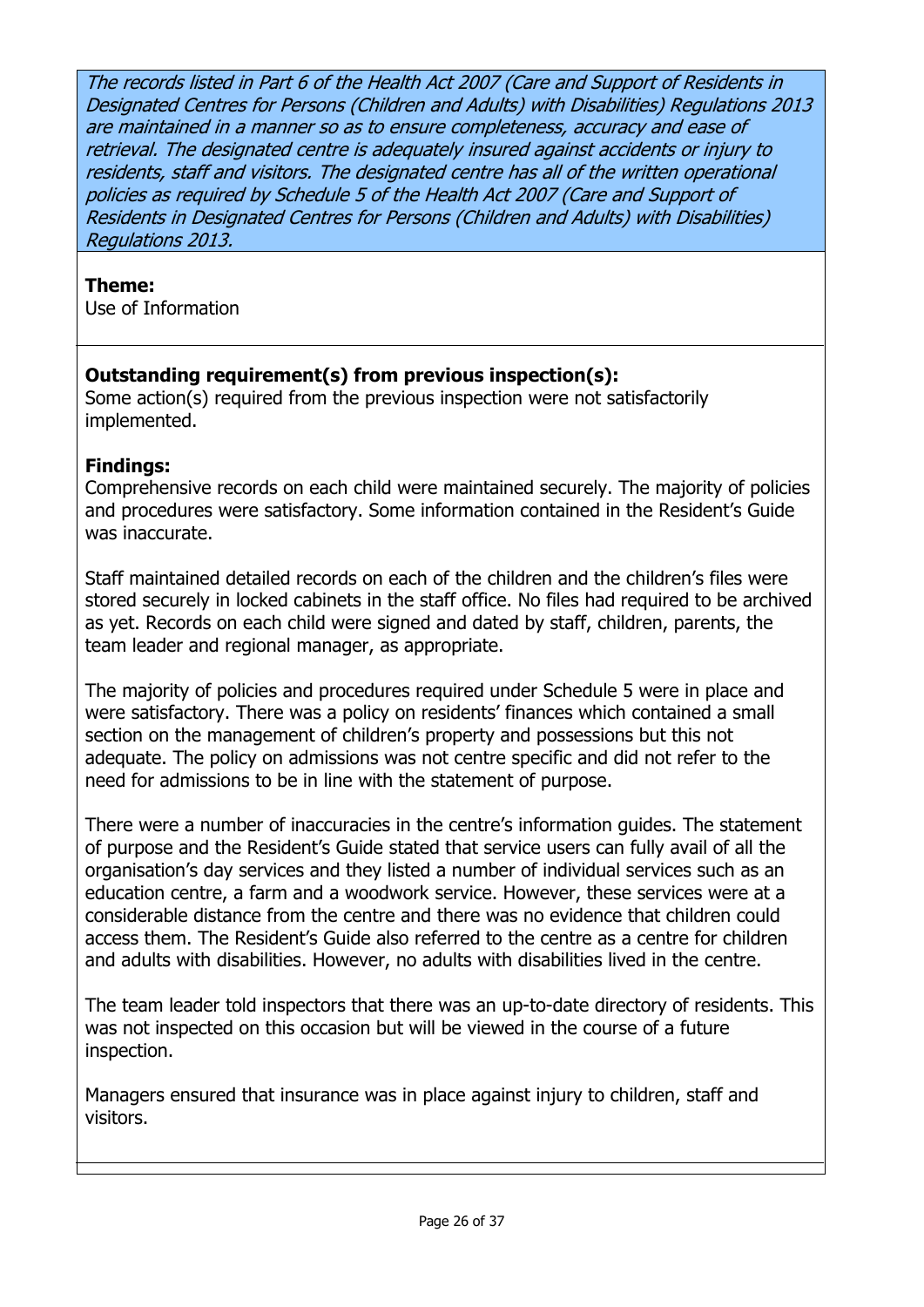*The records listed in Part 6 of the Health Act 2007 (Care and Support of Residents in Designated Centres for Persons (Children and Adults) with Disabilities) Regulations 2013 are maintained in a manner so as to ensure completeness, accuracy and ease of retrieval. The designated centre is adequately insured against accidents or injury to residents, staff and visitors. The designated centre has all of the written operational policies as required by Schedule 5 of the Health Act 2007 (Care and Support of Residents in Designated Centres for Persons (Children and Adults) with Disabilities) Regulations 2013.*

**Theme:**
Use of Information

**Outstanding requirement(s) from previous inspection(s):**
Some action(s) required from the previous inspection were not satisfactorily implemented.

**Findings:**
Comprehensive records on each child were maintained securely. The majority of policies and procedures were satisfactory. Some information contained in the Resident's Guide was inaccurate.

Staff maintained detailed records on each of the children and the children's files were stored securely in locked cabinets in the staff office. No files had required to be archived as yet. Records on each child were signed and dated by staff, children, parents, the team leader and regional manager, as appropriate.

The majority of policies and procedures required under Schedule 5 were in place and were satisfactory. There was a policy on residents' finances which contained a small section on the management of children's property and possessions but this not adequate. The policy on admissions was not centre specific and did not refer to the need for admissions to be in line with the statement of purpose.

There were a number of inaccuracies in the centre's information guides. The statement of purpose and the Resident's Guide stated that service users can fully avail of all the organisation's day services and they listed a number of individual services such as an education centre, a farm and a woodwork service. However, these services were at a considerable distance from the centre and there was no evidence that children could access them. The Resident's Guide also referred to the centre as a centre for children and adults with disabilities. However, no adults with disabilities lived in the centre.

The team leader told inspectors that there was an up-to-date directory of residents. This was not inspected on this occasion but will be viewed in the course of a future inspection.

Managers ensured that insurance was in place against injury to children, staff and visitors.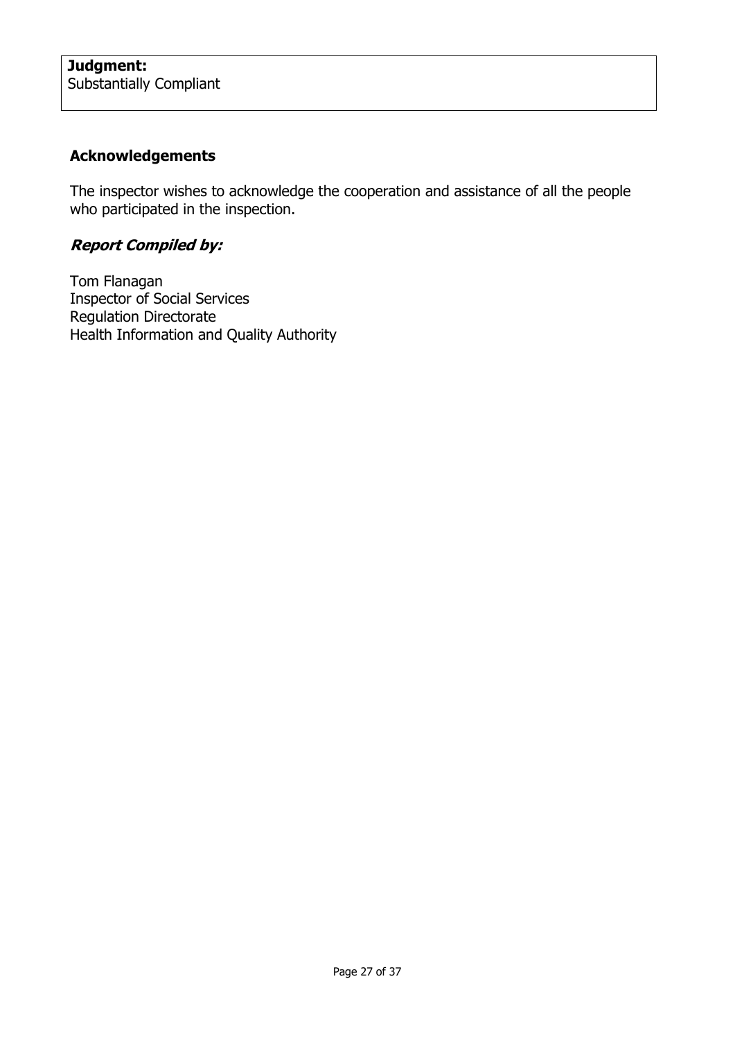**Judgment:**
Substantially Compliant

### Acknowledgements

The inspector wishes to acknowledge the cooperation and assistance of all the people who participated in the inspection.

### ***Report Compiled by:***

Tom Flanagan
Inspector of Social Services
Regulation Directorate
Health Information and Quality Authority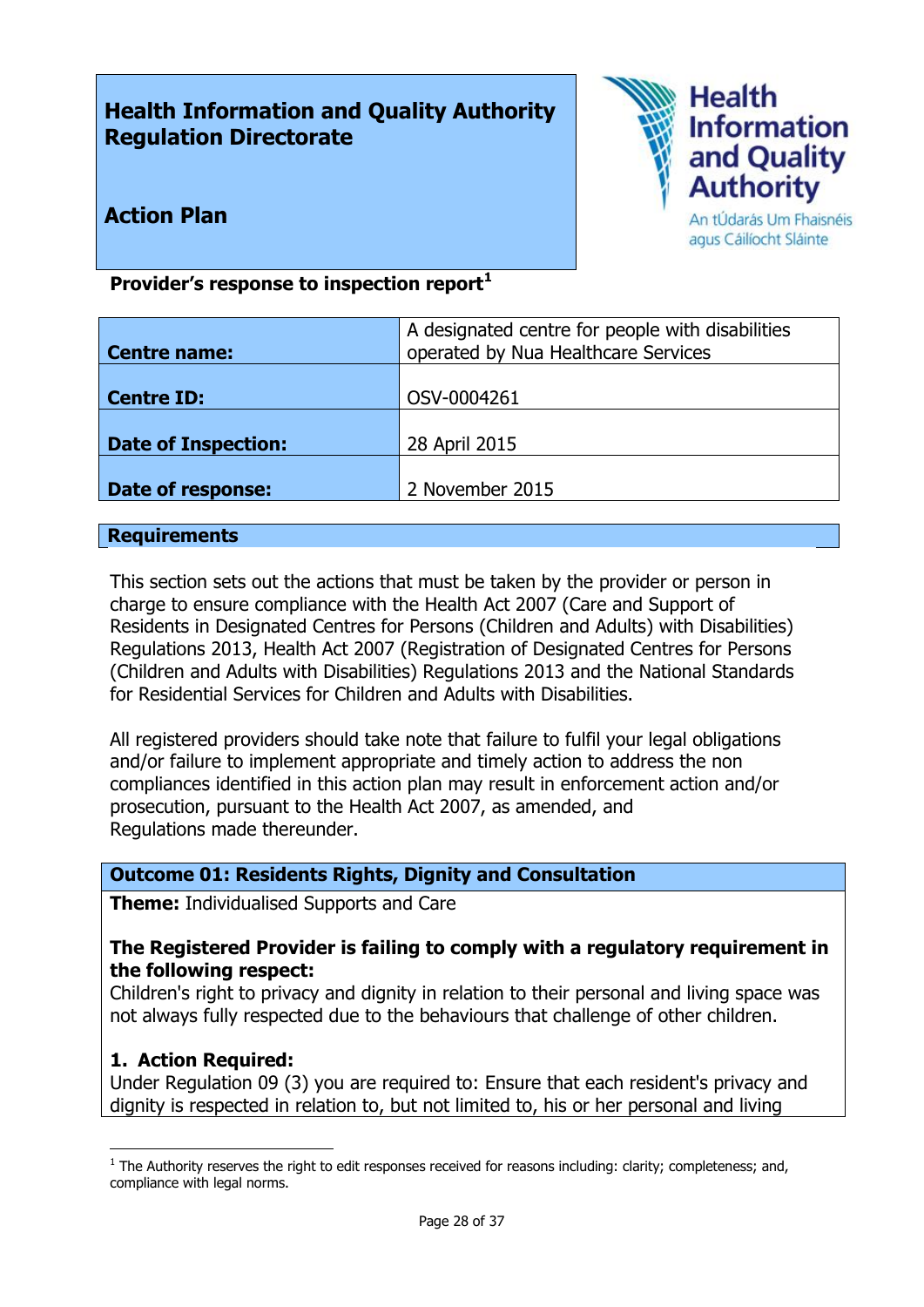# Health Information and Quality Authority Regulation Directorate

## Action Plan

Health Information and Quality Authority
An tÚdarás Um Fhaisnéis agus Cáilíocht Sláinte

**Provider's response to inspection report**[1]

| **Centre name:** | A designated centre for people with disabilities operated by Nua Healthcare Services |
|---|---|
| **Centre ID:** | OSV-0004261 |
| **Date of Inspection:** | 28 April 2015 |
| **Date of response:** | 2 November 2015 |

### Requirements

This section sets out the actions that must be taken by the provider or person in charge to ensure compliance with the Health Act 2007 (Care and Support of Residents in Designated Centres for Persons (Children and Adults) with Disabilities) Regulations 2013, Health Act 2007 (Registration of Designated Centres for Persons (Children and Adults with Disabilities) Regulations 2013 and the National Standards for Residential Services for Children and Adults with Disabilities.

All registered providers should take note that failure to fulfil your legal obligations and/or failure to implement appropriate and timely action to address the non compliances identified in this action plan may result in enforcement action and/or prosecution, pursuant to the Health Act 2007, as amended, and Regulations made thereunder.

### Outcome 01: Residents Rights, Dignity and Consultation

**Theme:** Individualised Supports and Care

**The Registered Provider is failing to comply with a regulatory requirement in the following respect:**
Children's right to privacy and dignity in relation to their personal and living space was not always fully respected due to the behaviours that challenge of other children.

**1. Action Required:**
Under Regulation 09 (3) you are required to: Ensure that each resident's privacy and dignity is respected in relation to, but not limited to, his or her personal and living

[1] The Authority reserves the right to edit responses received for reasons including: clarity; completeness; and, compliance with legal norms.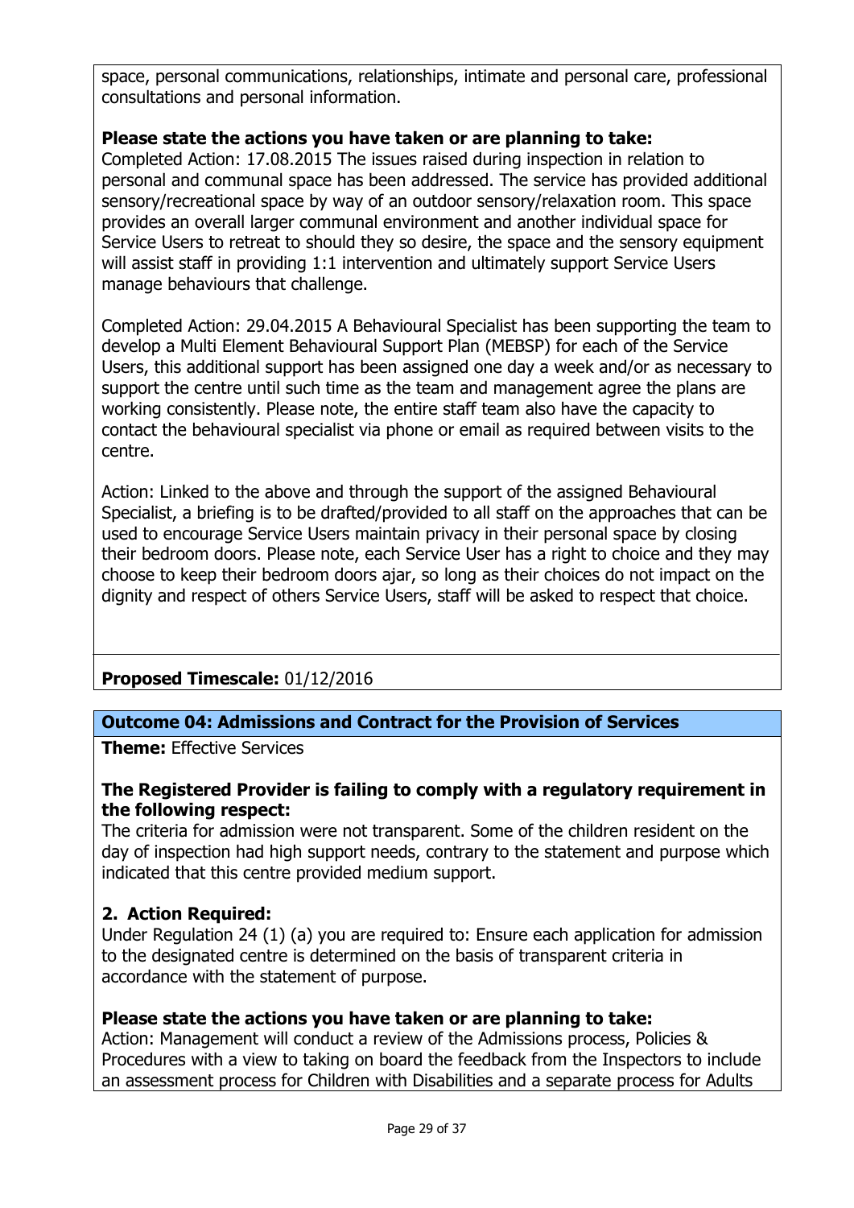space, personal communications, relationships, intimate and personal care, professional consultations and personal information.

**Please state the actions you have taken or are planning to take:**
Completed Action: 17.08.2015 The issues raised during inspection in relation to personal and communal space has been addressed. The service has provided additional sensory/recreational space by way of an outdoor sensory/relaxation room. This space provides an overall larger communal environment and another individual space for Service Users to retreat to should they so desire, the space and the sensory equipment will assist staff in providing 1:1 intervention and ultimately support Service Users manage behaviours that challenge.

Completed Action: 29.04.2015 A Behavioural Specialist has been supporting the team to develop a Multi Element Behavioural Support Plan (MEBSP) for each of the Service Users, this additional support has been assigned one day a week and/or as necessary to support the centre until such time as the team and management agree the plans are working consistently. Please note, the entire staff team also have the capacity to contact the behavioural specialist via phone or email as required between visits to the centre.

Action: Linked to the above and through the support of the assigned Behavioural Specialist, a briefing is to be drafted/provided to all staff on the approaches that can be used to encourage Service Users maintain privacy in their personal space by closing their bedroom doors. Please note, each Service User has a right to choice and they may choose to keep their bedroom doors ajar, so long as their choices do not impact on the dignity and respect of others Service Users, staff will be asked to respect that choice.

**Proposed Timescale:** 01/12/2016

## Outcome 04: Admissions and Contract for the Provision of Services

**Theme:** Effective Services

**The Registered Provider is failing to comply with a regulatory requirement in the following respect:**
The criteria for admission were not transparent. Some of the children resident on the day of inspection had high support needs, contrary to the statement and purpose which indicated that this centre provided medium support.

**2. Action Required:**
Under Regulation 24 (1) (a) you are required to: Ensure each application for admission to the designated centre is determined on the basis of transparent criteria in accordance with the statement of purpose.

**Please state the actions you have taken or are planning to take:**
Action: Management will conduct a review of the Admissions process, Policies & Procedures with a view to taking on board the feedback from the Inspectors to include an assessment process for Children with Disabilities and a separate process for Adults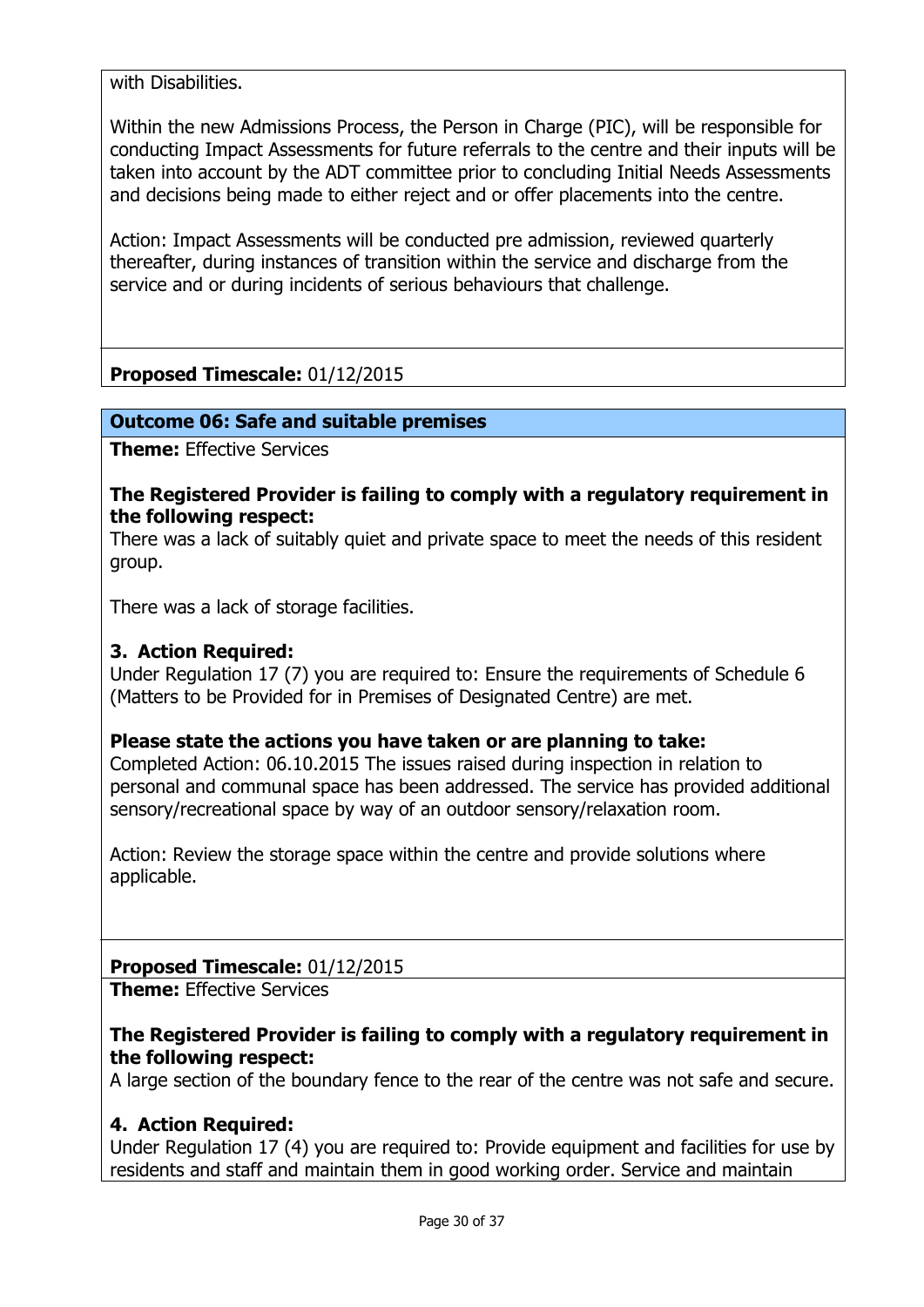with Disabilities.

Within the new Admissions Process, the Person in Charge (PIC), will be responsible for conducting Impact Assessments for future referrals to the centre and their inputs will be taken into account by the ADT committee prior to concluding Initial Needs Assessments and decisions being made to either reject and or offer placements into the centre.

Action: Impact Assessments will be conducted pre admission, reviewed quarterly thereafter, during instances of transition within the service and discharge from the service and or during incidents of serious behaviours that challenge.

**Proposed Timescale:** 01/12/2015

## Outcome 06: Safe and suitable premises

**Theme:** Effective Services

**The Registered Provider is failing to comply with a regulatory requirement in the following respect:**
There was a lack of suitably quiet and private space to meet the needs of this resident group.

There was a lack of storage facilities.

**3. Action Required:**
Under Regulation 17 (7) you are required to: Ensure the requirements of Schedule 6 (Matters to be Provided for in Premises of Designated Centre) are met.

**Please state the actions you have taken or are planning to take:**
Completed Action: 06.10.2015 The issues raised during inspection in relation to personal and communal space has been addressed. The service has provided additional sensory/recreational space by way of an outdoor sensory/relaxation room.

Action: Review the storage space within the centre and provide solutions where applicable.

**Proposed Timescale:** 01/12/2015

**Theme:** Effective Services

**The Registered Provider is failing to comply with a regulatory requirement in the following respect:**
A large section of the boundary fence to the rear of the centre was not safe and secure.

**4. Action Required:**
Under Regulation 17 (4) you are required to: Provide equipment and facilities for use by residents and staff and maintain them in good working order. Service and maintain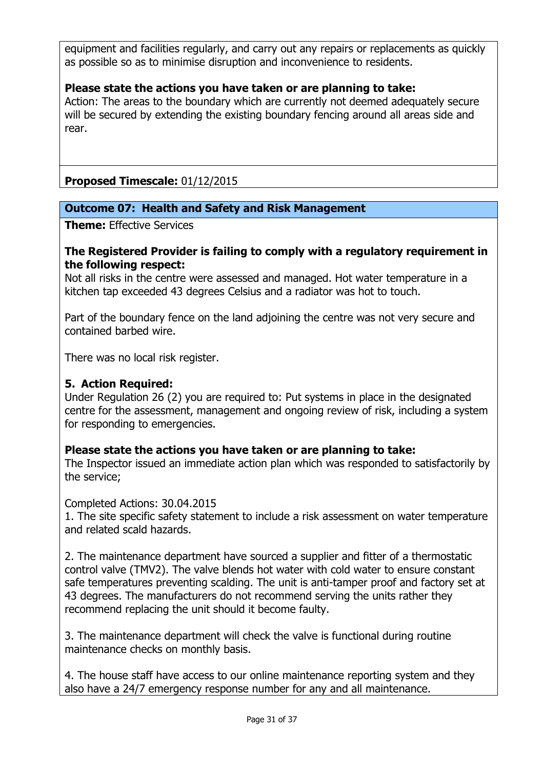equipment and facilities regularly, and carry out any repairs or replacements as quickly as possible so as to minimise disruption and inconvenience to residents.

**Please state the actions you have taken or are planning to take:**
Action: The areas to the boundary which are currently not deemed adequately secure will be secured by extending the existing boundary fencing around all areas side and rear.

**Proposed Timescale:** 01/12/2015

## Outcome 07: Health and Safety and Risk Management

**Theme:** Effective Services

**The Registered Provider is failing to comply with a regulatory requirement in the following respect:**
Not all risks in the centre were assessed and managed. Hot water temperature in a kitchen tap exceeded 43 degrees Celsius and a radiator was hot to touch.

Part of the boundary fence on the land adjoining the centre was not very secure and contained barbed wire.

There was no local risk register.

**5. Action Required:**
Under Regulation 26 (2) you are required to: Put systems in place in the designated centre for the assessment, management and ongoing review of risk, including a system for responding to emergencies.

**Please state the actions you have taken or are planning to take:**
The Inspector issued an immediate action plan which was responded to satisfactorily by the service;

Completed Actions: 30.04.2015
1. The site specific safety statement to include a risk assessment on water temperature and related scald hazards.

2. The maintenance department have sourced a supplier and fitter of a thermostatic control valve (TMV2). The valve blends hot water with cold water to ensure constant safe temperatures preventing scalding. The unit is anti-tamper proof and factory set at 43 degrees. The manufacturers do not recommend serving the units rather they recommend replacing the unit should it become faulty.

3. The maintenance department will check the valve is functional during routine maintenance checks on monthly basis.

4. The house staff have access to our online maintenance reporting system and they also have a 24/7 emergency response number for any and all maintenance.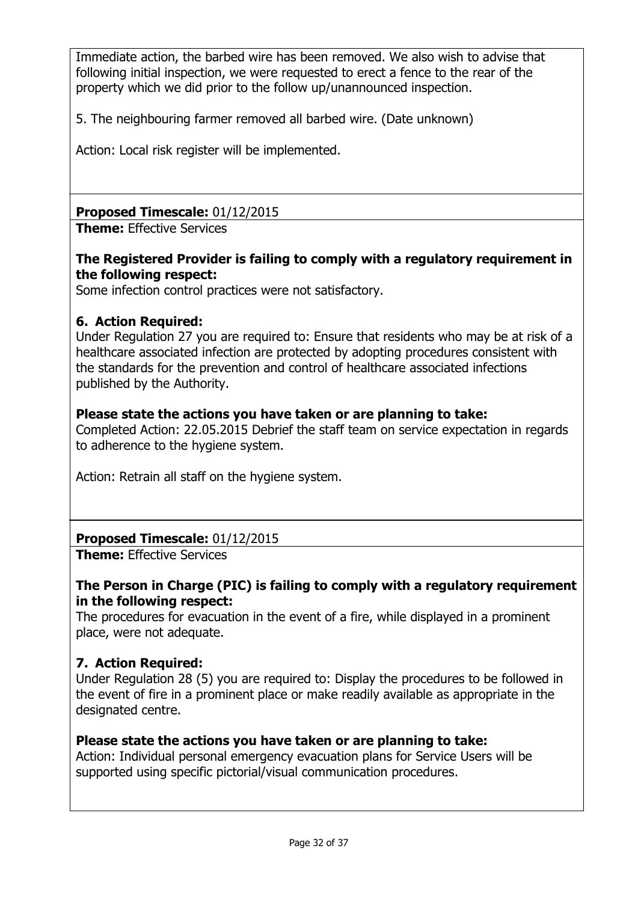Immediate action, the barbed wire has been removed. We also wish to advise that following initial inspection, we were requested to erect a fence to the rear of the property which we did prior to the follow up/unannounced inspection.

5. The neighbouring farmer removed all barbed wire. (Date unknown)

Action: Local risk register will be implemented.

**Proposed Timescale:** 01/12/2015

**Theme:** Effective Services

**The Registered Provider is failing to comply with a regulatory requirement in the following respect:**

Some infection control practices were not satisfactory.

**6. Action Required:**

Under Regulation 27 you are required to: Ensure that residents who may be at risk of a healthcare associated infection are protected by adopting procedures consistent with the standards for the prevention and control of healthcare associated infections published by the Authority.

**Please state the actions you have taken or are planning to take:**

Completed Action: 22.05.2015 Debrief the staff team on service expectation in regards to adherence to the hygiene system.

Action: Retrain all staff on the hygiene system.

**Proposed Timescale:** 01/12/2015

**Theme:** Effective Services

**The Person in Charge (PIC) is failing to comply with a regulatory requirement in the following respect:**

The procedures for evacuation in the event of a fire, while displayed in a prominent place, were not adequate.

**7. Action Required:**

Under Regulation 28 (5) you are required to: Display the procedures to be followed in the event of fire in a prominent place or make readily available as appropriate in the designated centre.

**Please state the actions you have taken or are planning to take:**

Action: Individual personal emergency evacuation plans for Service Users will be supported using specific pictorial/visual communication procedures.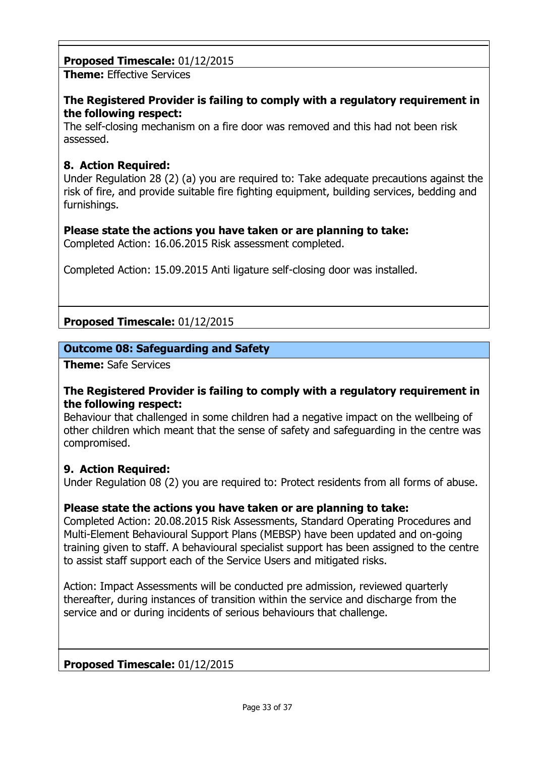**Proposed Timescale:** 01/12/2015

**Theme:** Effective Services

**The Registered Provider is failing to comply with a regulatory requirement in the following respect:**
The self-closing mechanism on a fire door was removed and this had not been risk assessed.

**8. Action Required:**
Under Regulation 28 (2) (a) you are required to: Take adequate precautions against the risk of fire, and provide suitable fire fighting equipment, building services, bedding and furnishings.

**Please state the actions you have taken or are planning to take:**
Completed Action: 16.06.2015 Risk assessment completed.

Completed Action: 15.09.2015 Anti ligature self-closing door was installed.

**Proposed Timescale:** 01/12/2015

**Outcome 08: Safeguarding and Safety**

**Theme:** Safe Services

**The Registered Provider is failing to comply with a regulatory requirement in the following respect:**
Behaviour that challenged in some children had a negative impact on the wellbeing of other children which meant that the sense of safety and safeguarding in the centre was compromised.

**9. Action Required:**
Under Regulation 08 (2) you are required to: Protect residents from all forms of abuse.

**Please state the actions you have taken or are planning to take:**
Completed Action: 20.08.2015 Risk Assessments, Standard Operating Procedures and Multi-Element Behavioural Support Plans (MEBSP) have been updated and on-going training given to staff. A behavioural specialist support has been assigned to the centre to assist staff support each of the Service Users and mitigated risks.

Action: Impact Assessments will be conducted pre admission, reviewed quarterly thereafter, during instances of transition within the service and discharge from the service and or during incidents of serious behaviours that challenge.

**Proposed Timescale:** 01/12/2015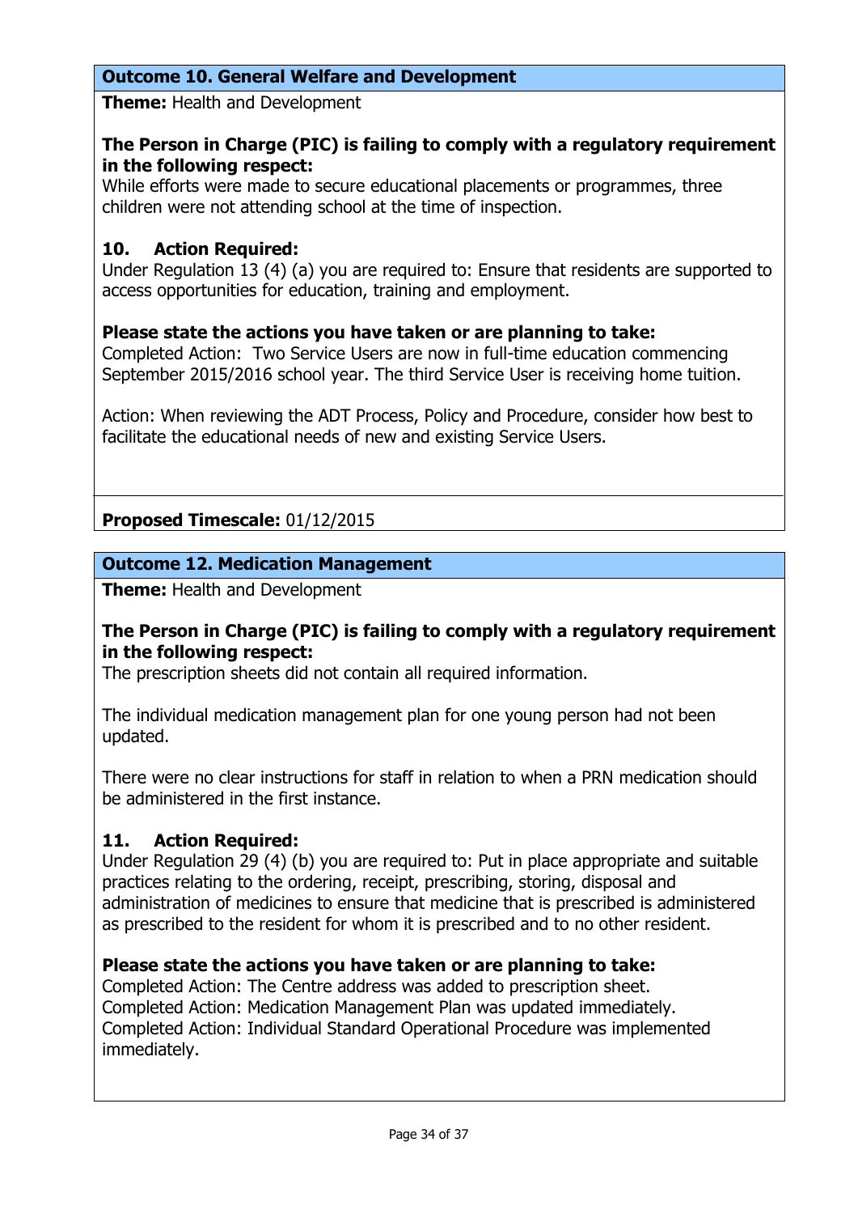### Outcome 10. General Welfare and Development

**Theme:** Health and Development

**The Person in Charge (PIC) is failing to comply with a regulatory requirement in the following respect:**
While efforts were made to secure educational placements or programmes, three children were not attending school at the time of inspection.

**10. Action Required:**
Under Regulation 13 (4) (a) you are required to: Ensure that residents are supported to access opportunities for education, training and employment.

**Please state the actions you have taken or are planning to take:**
Completed Action: Two Service Users are now in full-time education commencing September 2015/2016 school year. The third Service User is receiving home tuition.

Action: When reviewing the ADT Process, Policy and Procedure, consider how best to facilitate the educational needs of new and existing Service Users.

**Proposed Timescale:** 01/12/2015

### Outcome 12. Medication Management

**Theme:** Health and Development

**The Person in Charge (PIC) is failing to comply with a regulatory requirement in the following respect:**
The prescription sheets did not contain all required information.

The individual medication management plan for one young person had not been updated.

There were no clear instructions for staff in relation to when a PRN medication should be administered in the first instance.

**11. Action Required:**
Under Regulation 29 (4) (b) you are required to: Put in place appropriate and suitable practices relating to the ordering, receipt, prescribing, storing, disposal and administration of medicines to ensure that medicine that is prescribed is administered as prescribed to the resident for whom it is prescribed and to no other resident.

**Please state the actions you have taken or are planning to take:**
Completed Action: The Centre address was added to prescription sheet.
Completed Action: Medication Management Plan was updated immediately.
Completed Action: Individual Standard Operational Procedure was implemented immediately.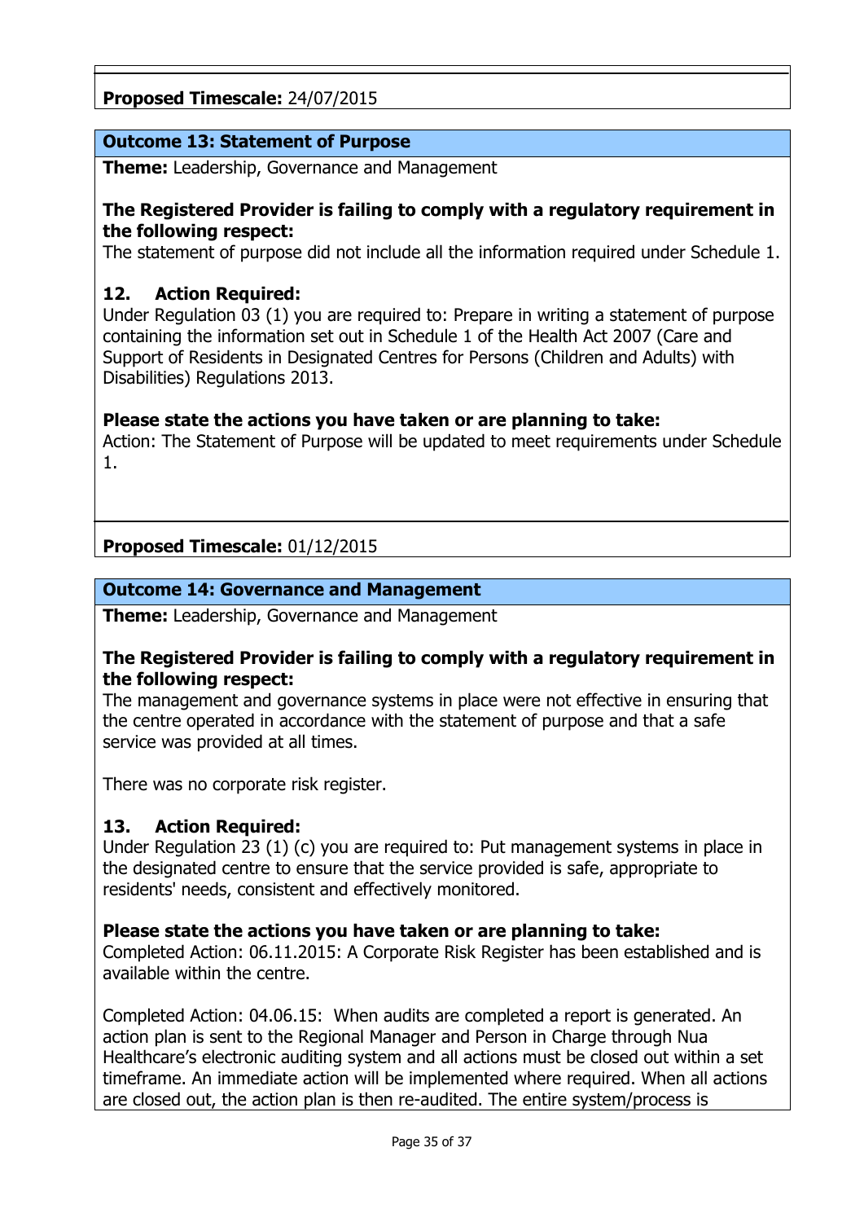**Proposed Timescale:** 24/07/2015

**Outcome 13: Statement of Purpose**

**Theme:** Leadership, Governance and Management

**The Registered Provider is failing to comply with a regulatory requirement in the following respect:**
The statement of purpose did not include all the information required under Schedule 1.

**12. Action Required:**
Under Regulation 03 (1) you are required to: Prepare in writing a statement of purpose containing the information set out in Schedule 1 of the Health Act 2007 (Care and Support of Residents in Designated Centres for Persons (Children and Adults) with Disabilities) Regulations 2013.

**Please state the actions you have taken or are planning to take:**
Action: The Statement of Purpose will be updated to meet requirements under Schedule 1.

**Proposed Timescale:** 01/12/2015

**Outcome 14: Governance and Management**

**Theme:** Leadership, Governance and Management

**The Registered Provider is failing to comply with a regulatory requirement in the following respect:**
The management and governance systems in place were not effective in ensuring that the centre operated in accordance with the statement of purpose and that a safe service was provided at all times.

There was no corporate risk register.

**13. Action Required:**
Under Regulation 23 (1) (c) you are required to: Put management systems in place in the designated centre to ensure that the service provided is safe, appropriate to residents' needs, consistent and effectively monitored.

**Please state the actions you have taken or are planning to take:**
Completed Action: 06.11.2015: A Corporate Risk Register has been established and is available within the centre.

Completed Action: 04.06.15: When audits are completed a report is generated. An action plan is sent to the Regional Manager and Person in Charge through Nua Healthcare's electronic auditing system and all actions must be closed out within a set timeframe. An immediate action will be implemented where required. When all actions are closed out, the action plan is then re-audited. The entire system/process is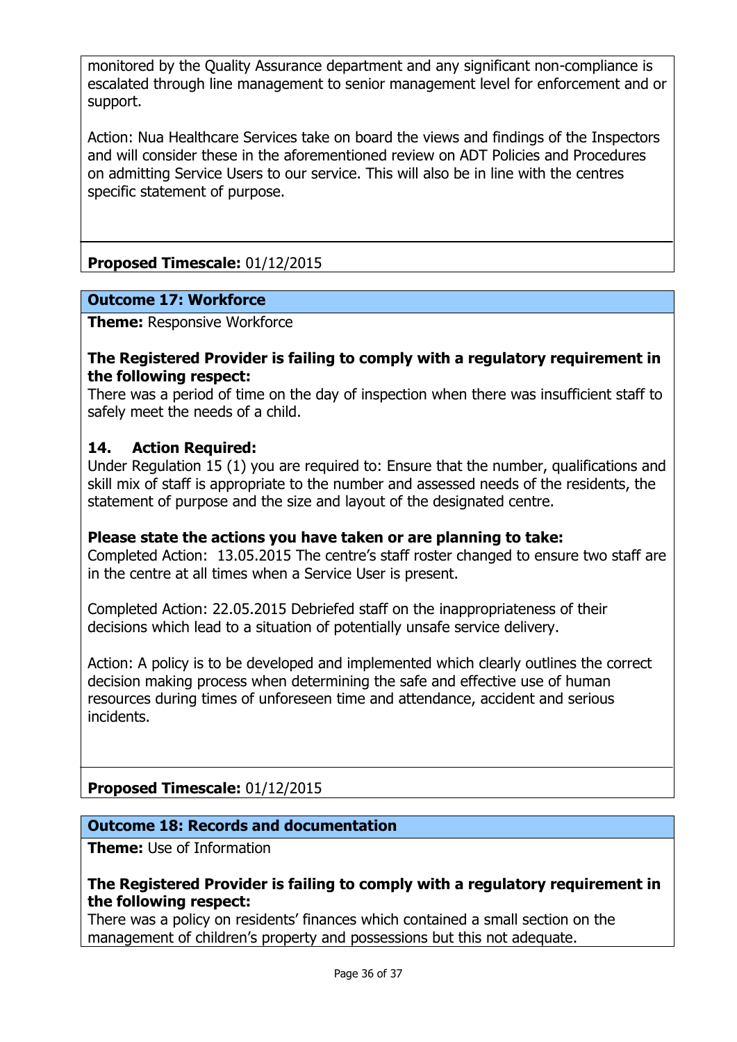monitored by the Quality Assurance department and any significant non-compliance is escalated through line management to senior management level for enforcement and or support.

Action: Nua Healthcare Services take on board the views and findings of the Inspectors and will consider these in the aforementioned review on ADT Policies and Procedures on admitting Service Users to our service. This will also be in line with the centres specific statement of purpose.

**Proposed Timescale:** 01/12/2015

**Outcome 17: Workforce**

**Theme:** Responsive Workforce

**The Registered Provider is failing to comply with a regulatory requirement in the following respect:**
There was a period of time on the day of inspection when there was insufficient staff to safely meet the needs of a child.

**14. Action Required:**
Under Regulation 15 (1) you are required to: Ensure that the number, qualifications and skill mix of staff is appropriate to the number and assessed needs of the residents, the statement of purpose and the size and layout of the designated centre.

**Please state the actions you have taken or are planning to take:**
Completed Action: 13.05.2015 The centre's staff roster changed to ensure two staff are in the centre at all times when a Service User is present.

Completed Action: 22.05.2015 Debriefed staff on the inappropriateness of their decisions which lead to a situation of potentially unsafe service delivery.

Action: A policy is to be developed and implemented which clearly outlines the correct decision making process when determining the safe and effective use of human resources during times of unforeseen time and attendance, accident and serious incidents.

**Proposed Timescale:** 01/12/2015

**Outcome 18: Records and documentation**

**Theme:** Use of Information

**The Registered Provider is failing to comply with a regulatory requirement in the following respect:**
There was a policy on residents' finances which contained a small section on the management of children's property and possessions but this not adequate.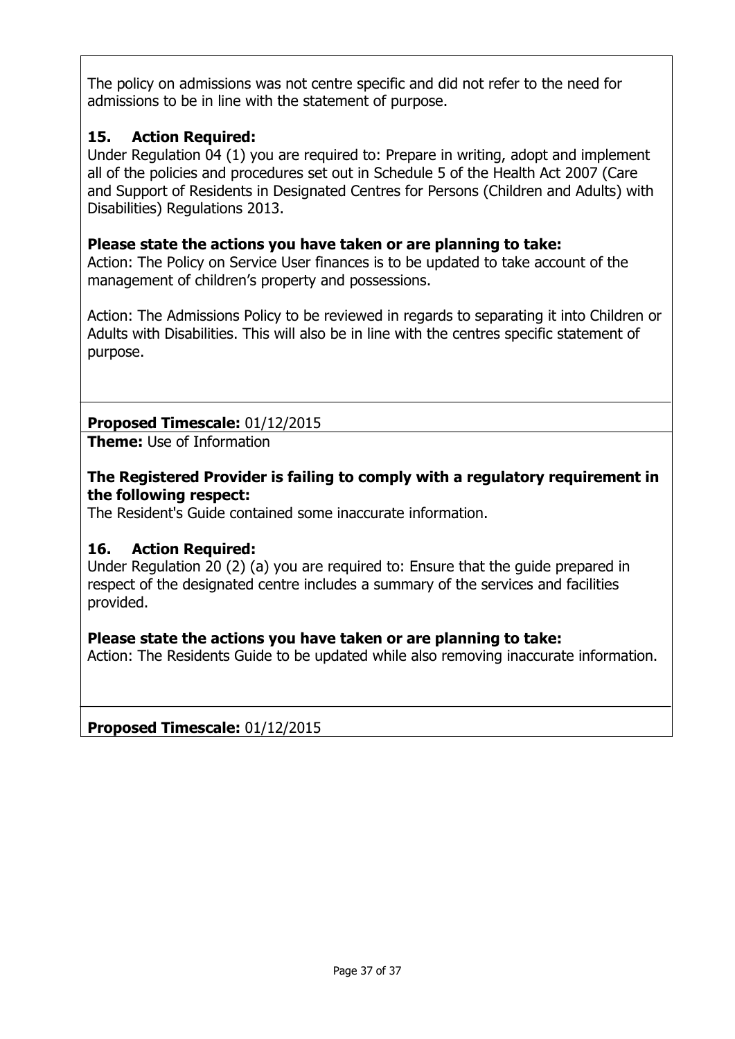The policy on admissions was not centre specific and did not refer to the need for admissions to be in line with the statement of purpose.

**15. Action Required:**

Under Regulation 04 (1) you are required to: Prepare in writing, adopt and implement all of the policies and procedures set out in Schedule 5 of the Health Act 2007 (Care and Support of Residents in Designated Centres for Persons (Children and Adults) with Disabilities) Regulations 2013.

**Please state the actions you have taken or are planning to take:**

Action: The Policy on Service User finances is to be updated to take account of the management of children's property and possessions.

Action: The Admissions Policy to be reviewed in regards to separating it into Children or Adults with Disabilities. This will also be in line with the centres specific statement of purpose.

**Proposed Timescale:** 01/12/2015

**Theme:** Use of Information

**The Registered Provider is failing to comply with a regulatory requirement in the following respect:**

The Resident's Guide contained some inaccurate information.

**16. Action Required:**

Under Regulation 20 (2) (a) you are required to: Ensure that the guide prepared in respect of the designated centre includes a summary of the services and facilities provided.

**Please state the actions you have taken or are planning to take:**

Action: The Residents Guide to be updated while also removing inaccurate information.

**Proposed Timescale:** 01/12/2015